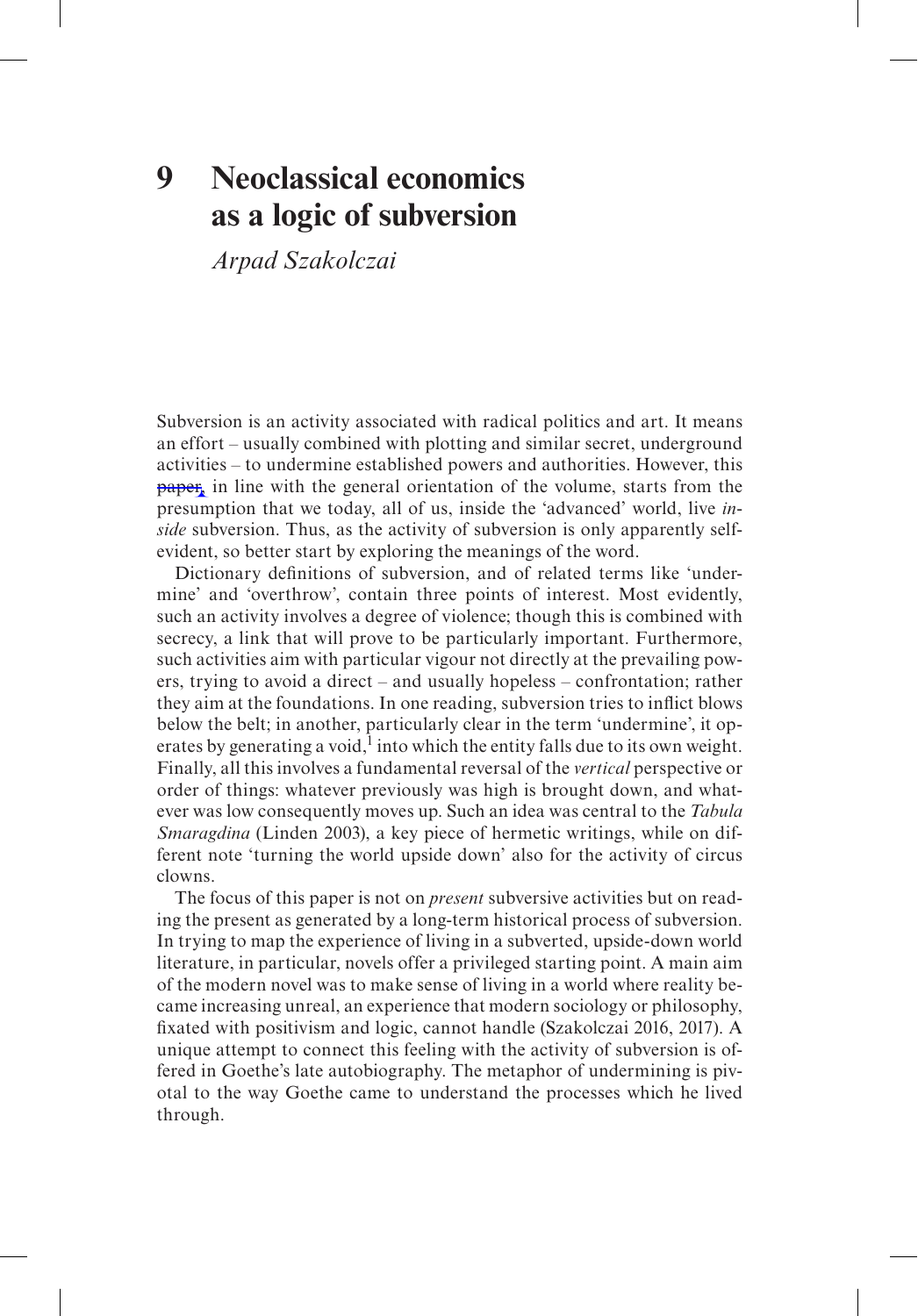# 9 Neoclassical economics as a logic of subversion

*Arpad Szakolczai*

Subversion is an activity associated with radical politics and art. It means an effort – usually combined with plotting and similar secret, underground activities – to undermine established powers and authorities. However, this paper, in line with the general orientation of the volume, starts from the presumption that we today, all of us, inside the 'advanced' world, live *inside* subversion. Thus, as the activity of subversion is only apparently self-evident, so better start by exploring the meanings of the word.

Dictionary definitions of subversion, and of related terms like 'undermine' and 'overthrow', contain three points of interest. Most evidently, such an activity involves a degree of violence; though this is combined with secrecy, a link that will prove to be particularly important. Furthermore, such activities aim with particular vigour not directly at the prevailing powers, trying to avoid a direct – and usually hopeless – confrontation; rather they aim at the foundations. In one reading, subversion tries to inflict blows below the belt; in another, particularly clear in the term 'undermine', it operates by generating a void,[1] into which the entity falls due to its own weight. Finally, all this involves a fundamental reversal of the *vertical* perspective or order of things: whatever previously was high is brought down, and whatever was low consequently moves up. Such an idea was central to the *Tabula Smaragdina* (Linden 2003), a key piece of hermetic writings, while on different note 'turning the world upside down' also for the activity of circus clowns.

The focus of this paper is not on *present* subversive activities but on reading the present as generated by a long-term historical process of subversion. In trying to map the experience of living in a subverted, upside-down world literature, in particular, novels offer a privileged starting point. A main aim of the modern novel was to make sense of living in a world where reality became increasing unreal, an experience that modern sociology or philosophy, fixated with positivism and logic, cannot handle (Szakolczai 2016, 2017). A unique attempt to connect this feeling with the activity of subversion is offered in Goethe's late autobiography. The metaphor of undermining is pivotal to the way Goethe came to understand the processes which he lived through.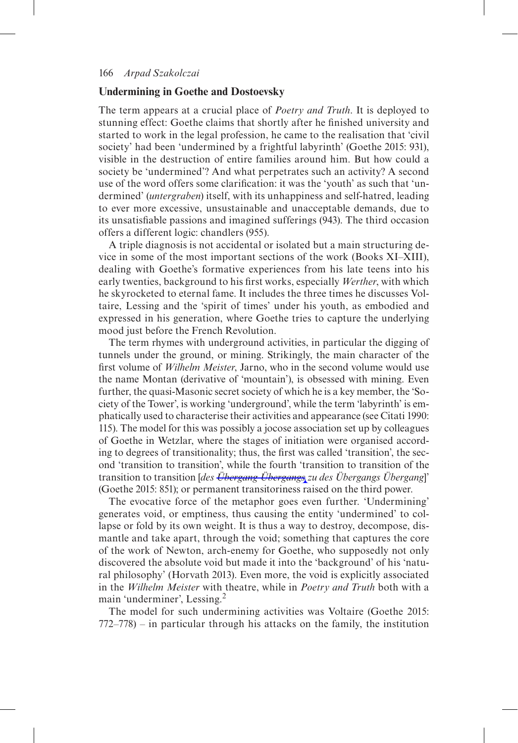## Undermining in Goethe and Dostoevsky

The term appears at a crucial place of *Poetry and Truth*. It is deployed to stunning effect: Goethe claims that shortly after he finished university and started to work in the legal profession, he came to the realisation that 'civil society' had been 'undermined by a frightful labyrinth' (Goethe 2015: 931), visible in the destruction of entire families around him. But how could a society be 'undermined'? And what perpetrates such an activity? A second use of the word offers some clarification: it was the 'youth' as such that 'undermined' (*untergraben*) itself, with its unhappiness and self-hatred, leading to ever more excessive, unsustainable and unacceptable demands, due to its unsatisfiable passions and imagined sufferings (943). The third occasion offers a different logic: chandlers (955).

A triple diagnosis is not accidental or isolated but a main structuring device in some of the most important sections of the work (Books XI–XIII), dealing with Goethe's formative experiences from his late teens into his early twenties, background to his first works, especially *Werther*, with which he skyrocketed to eternal fame. It includes the three times he discusses Voltaire, Lessing and the 'spirit of times' under his youth, as embodied and expressed in his generation, where Goethe tries to capture the underlying mood just before the French Revolution.

The term rhymes with underground activities, in particular the digging of tunnels under the ground, or mining. Strikingly, the main character of the first volume of *Wilhelm Meister*, Jarno, who in the second volume would use the name Montan (derivative of 'mountain'), is obsessed with mining. Even further, the quasi-Masonic secret society of which he is a key member, the 'Society of the Tower', is working 'underground', while the term 'labyrinth' is emphatically used to characterise their activities and appearance (see Citati 1990: 115). The model for this was possibly a jocose association set up by colleagues of Goethe in Wetzlar, where the stages of initiation were organised according to degrees of transitionality; thus, the first was called 'transition', the second 'transition to transition', while the fourth 'transition to transition of the transition to transition [*des ~~Übergang Übergangs~~ zu des Übergangs Übergang*]' (Goethe 2015: 851); or permanent transitoriness raised on the third power.

The evocative force of the metaphor goes even further. 'Undermining' generates void, or emptiness, thus causing the entity 'undermined' to collapse or fold by its own weight. It is thus a way to destroy, decompose, dismantle and take apart, through the void; something that captures the core of the work of Newton, arch-enemy for Goethe, who supposedly not only discovered the absolute void but made it into the 'background' of his 'natural philosophy' (Horvath 2013). Even more, the void is explicitly associated in the *Wilhelm Meister* with theatre, while in *Poetry and Truth* both with a main 'underminer', Lessing.[2]

The model for such undermining activities was Voltaire (Goethe 2015: 772–778) – in particular through his attacks on the family, the institution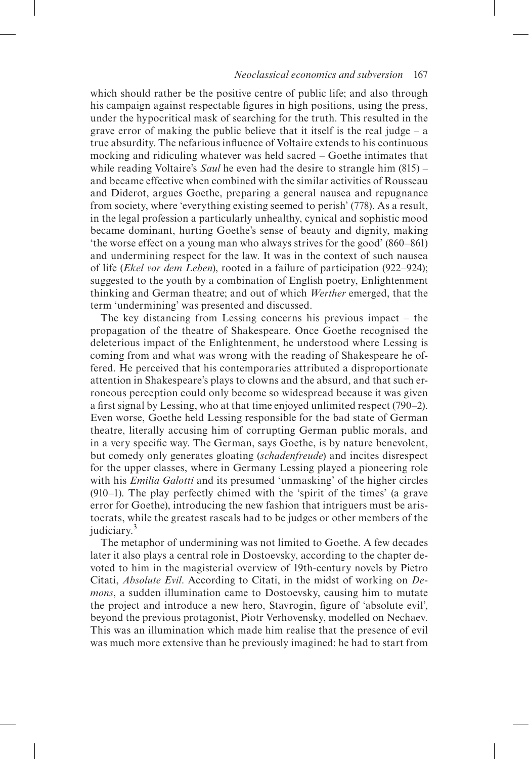which should rather be the positive centre of public life; and also through his campaign against respectable figures in high positions, using the press, under the hypocritical mask of searching for the truth. This resulted in the grave error of making the public believe that it itself is the real judge – a true absurdity. The nefarious influence of Voltaire extends to his continuous mocking and ridiculing whatever was held sacred – Goethe intimates that while reading Voltaire's *Saul* he even had the desire to strangle him (815) – and became effective when combined with the similar activities of Rousseau and Diderot, argues Goethe, preparing a general nausea and repugnance from society, where 'everything existing seemed to perish' (778). As a result, in the legal profession a particularly unhealthy, cynical and sophistic mood became dominant, hurting Goethe's sense of beauty and dignity, making 'the worse effect on a young man who always strives for the good' (860–861) and undermining respect for the law. It was in the context of such nausea of life (*Ekel vor dem Leben*), rooted in a failure of participation (922–924); suggested to the youth by a combination of English poetry, Enlightenment thinking and German theatre; and out of which *Werther* emerged, that the term 'undermining' was presented and discussed.

The key distancing from Lessing concerns his previous impact – the propagation of the theatre of Shakespeare. Once Goethe recognised the deleterious impact of the Enlightenment, he understood where Lessing is coming from and what was wrong with the reading of Shakespeare he offered. He perceived that his contemporaries attributed a disproportionate attention in Shakespeare's plays to clowns and the absurd, and that such erroneous perception could only become so widespread because it was given a first signal by Lessing, who at that time enjoyed unlimited respect (790–2). Even worse, Goethe held Lessing responsible for the bad state of German theatre, literally accusing him of corrupting German public morals, and in a very specific way. The German, says Goethe, is by nature benevolent, but comedy only generates gloating (*schadenfreude*) and incites disrespect for the upper classes, where in Germany Lessing played a pioneering role with his *Emilia Galotti* and its presumed 'unmasking' of the higher circles (910–1). The play perfectly chimed with the 'spirit of the times' (a grave error for Goethe), introducing the new fashion that intriguers must be aristocrats, while the greatest rascals had to be judges or other members of the judiciary.[3]

The metaphor of undermining was not limited to Goethe. A few decades later it also plays a central role in Dostoevsky, according to the chapter devoted to him in the magisterial overview of 19th-century novels by Pietro Citati, *Absolute Evil*. According to Citati, in the midst of working on *Demons*, a sudden illumination came to Dostoevsky, causing him to mutate the project and introduce a new hero, Stavrogin, figure of 'absolute evil', beyond the previous protagonist, Piotr Verhovensky, modelled on Nechaev. This was an illumination which made him realise that the presence of evil was much more extensive than he previously imagined: he had to start from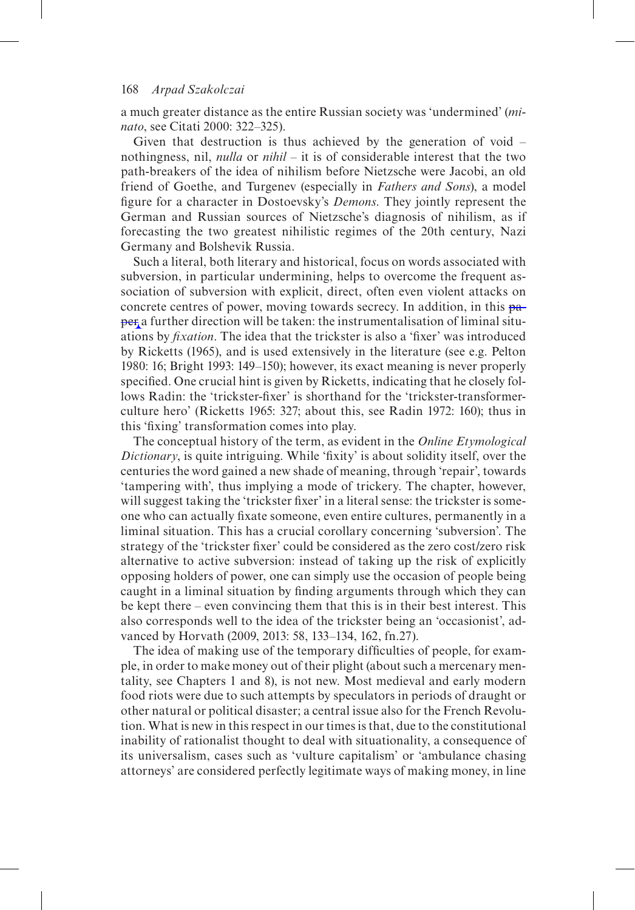a much greater distance as the entire Russian society was 'undermined' (*minato*, see Citati 2000: 322–325).

Given that destruction is thus achieved by the generation of void – nothingness, nil, *nulla* or *nihil* – it is of considerable interest that the two path-breakers of the idea of nihilism before Nietzsche were Jacobi, an old friend of Goethe, and Turgenev (especially in *Fathers and Sons*), a model figure for a character in Dostoevsky's *Demons*. They jointly represent the German and Russian sources of Nietzsche's diagnosis of nihilism, as if forecasting the two greatest nihilistic regimes of the 20th century, Nazi Germany and Bolshevik Russia.

Such a literal, both literary and historical, focus on words associated with subversion, in particular undermining, helps to overcome the frequent association of subversion with explicit, direct, often even violent attacks on concrete centres of power, moving towards secrecy. In addition, in this paper a further direction will be taken: the instrumentalisation of liminal situations by *fixation*. The idea that the trickster is also a 'fixer' was introduced by Ricketts (1965), and is used extensively in the literature (see e.g. Pelton 1980: 16; Bright 1993: 149–150); however, its exact meaning is never properly specified. One crucial hint is given by Ricketts, indicating that he closely follows Radin: the 'trickster-fixer' is shorthand for the 'trickster-transformer-culture hero' (Ricketts 1965: 327; about this, see Radin 1972: 160); thus in this 'fixing' transformation comes into play.

The conceptual history of the term, as evident in the *Online Etymological Dictionary*, is quite intriguing. While 'fixity' is about solidity itself, over the centuries the word gained a new shade of meaning, through 'repair', towards 'tampering with', thus implying a mode of trickery. The chapter, however, will suggest taking the 'trickster fixer' in a literal sense: the trickster is someone who can actually fixate someone, even entire cultures, permanently in a liminal situation. This has a crucial corollary concerning 'subversion'. The strategy of the 'trickster fixer' could be considered as the zero cost/zero risk alternative to active subversion: instead of taking up the risk of explicitly opposing holders of power, one can simply use the occasion of people being caught in a liminal situation by finding arguments through which they can be kept there – even convincing them that this is in their best interest. This also corresponds well to the idea of the trickster being an 'occasionist', advanced by Horvath (2009, 2013: 58, 133–134, 162, fn.27).

The idea of making use of the temporary difficulties of people, for example, in order to make money out of their plight (about such a mercenary mentality, see Chapters 1 and 8), is not new. Most medieval and early modern food riots were due to such attempts by speculators in periods of draught or other natural or political disaster; a central issue also for the French Revolution. What is new in this respect in our times is that, due to the constitutional inability of rationalist thought to deal with situationality, a consequence of its universalism, cases such as 'vulture capitalism' or 'ambulance chasing attorneys' are considered perfectly legitimate ways of making money, in line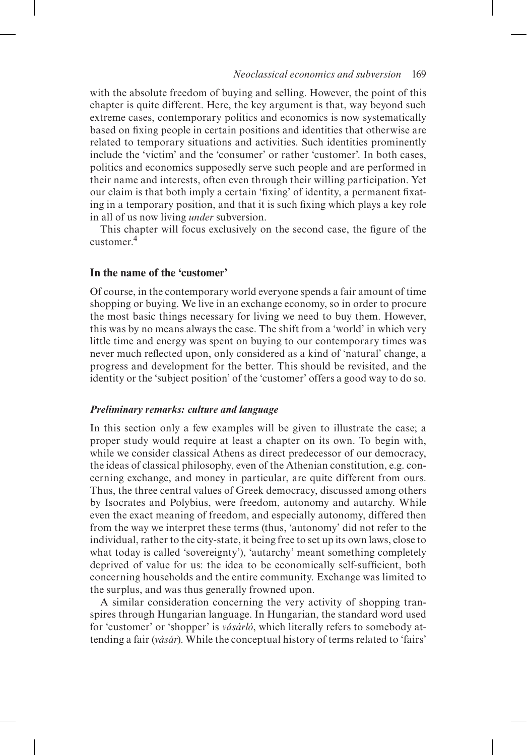with the absolute freedom of buying and selling. However, the point of this chapter is quite different. Here, the key argument is that, way beyond such extreme cases, contemporary politics and economics is now systematically based on fixing people in certain positions and identities that otherwise are related to temporary situations and activities. Such identities prominently include the 'victim' and the 'consumer' or rather 'customer'. In both cases, politics and economics supposedly serve such people and are performed in their name and interests, often even through their willing participation. Yet our claim is that both imply a certain 'fixing' of identity, a permanent fixating in a temporary position, and that it is such fixing which plays a key role in all of us now living *under* subversion.

This chapter will focus exclusively on the second case, the figure of the customer.[4]

## In the name of the 'customer'

Of course, in the contemporary world everyone spends a fair amount of time shopping or buying. We live in an exchange economy, so in order to procure the most basic things necessary for living we need to buy them. However, this was by no means always the case. The shift from a 'world' in which very little time and energy was spent on buying to our contemporary times was never much reflected upon, only considered as a kind of 'natural' change, a progress and development for the better. This should be revisited, and the identity or the 'subject position' of the 'customer' offers a good way to do so.

### *Preliminary remarks: culture and language*

In this section only a few examples will be given to illustrate the case; a proper study would require at least a chapter on its own. To begin with, while we consider classical Athens as direct predecessor of our democracy, the ideas of classical philosophy, even of the Athenian constitution, e.g. concerning exchange, and money in particular, are quite different from ours. Thus, the three central values of Greek democracy, discussed among others by Isocrates and Polybius, were freedom, autonomy and autarchy. While even the exact meaning of freedom, and especially autonomy, differed then from the way we interpret these terms (thus, 'autonomy' did not refer to the individual, rather to the city-state, it being free to set up its own laws, close to what today is called 'sovereignty'), 'autarchy' meant something completely deprived of value for us: the idea to be economically self-sufficient, both concerning households and the entire community. Exchange was limited to the surplus, and was thus generally frowned upon.

A similar consideration concerning the very activity of shopping transpires through Hungarian language. In Hungarian, the standard word used for 'customer' or 'shopper' is *vásárló*, which literally refers to somebody attending a fair (*vásár*). While the conceptual history of terms related to 'fairs'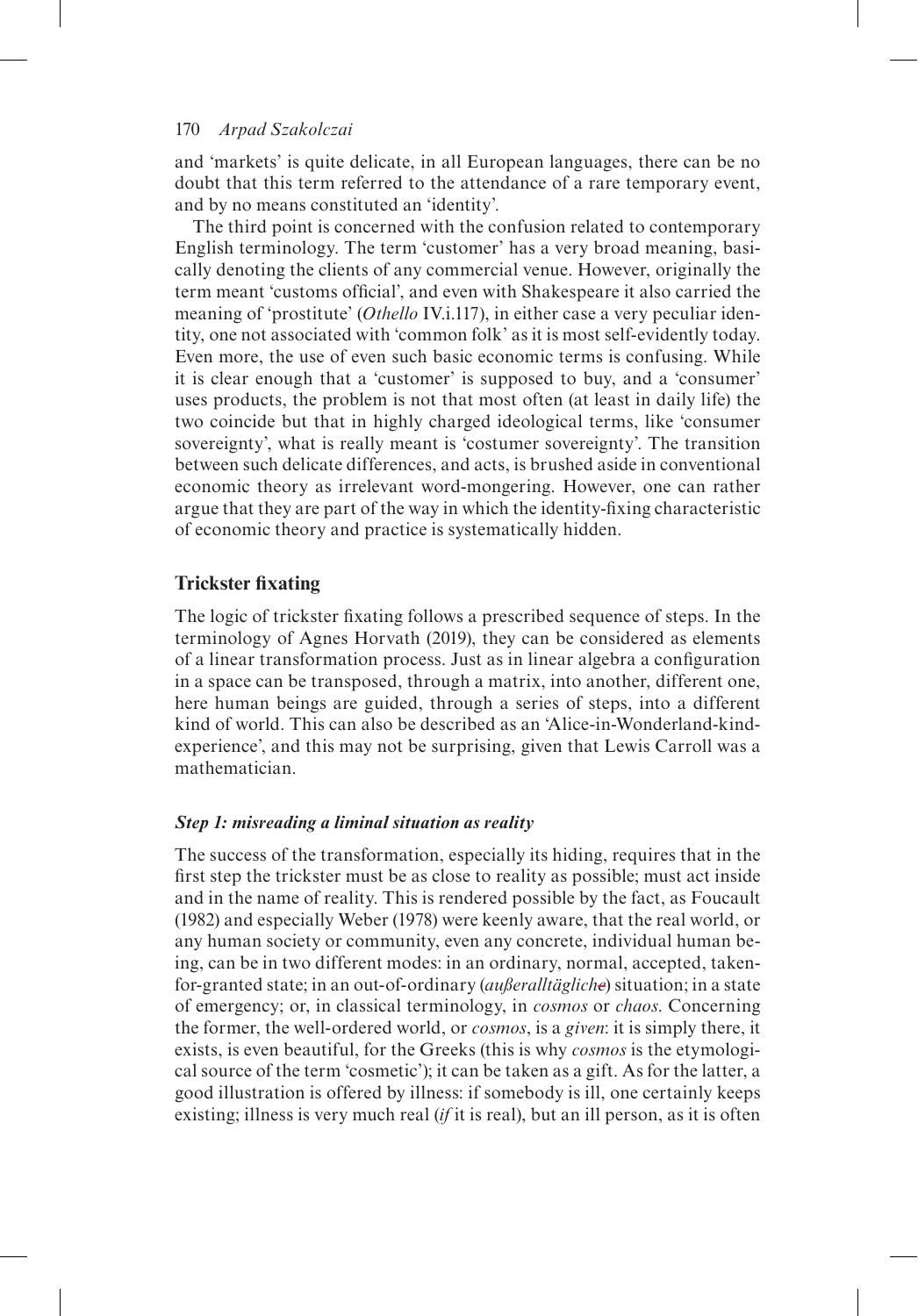and 'markets' is quite delicate, in all European languages, there can be no doubt that this term referred to the attendance of a rare temporary event, and by no means constituted an 'identity'.

The third point is concerned with the confusion related to contemporary English terminology. The term 'customer' has a very broad meaning, basically denoting the clients of any commercial venue. However, originally the term meant 'customs official', and even with Shakespeare it also carried the meaning of 'prostitute' (*Othello* IV.i.117), in either case a very peculiar identity, one not associated with 'common folk' as it is most self-evidently today. Even more, the use of even such basic economic terms is confusing. While it is clear enough that a 'customer' is supposed to buy, and a 'consumer' uses products, the problem is not that most often (at least in daily life) the two coincide but that in highly charged ideological terms, like 'consumer sovereignty', what is really meant is 'costumer sovereignty'. The transition between such delicate differences, and acts, is brushed aside in conventional economic theory as irrelevant word-mongering. However, one can rather argue that they are part of the way in which the identity-fixing characteristic of economic theory and practice is systematically hidden.

## Trickster fixating

The logic of trickster fixating follows a prescribed sequence of steps. In the terminology of Agnes Horvath (2019), they can be considered as elements of a linear transformation process. Just as in linear algebra a configuration in a space can be transposed, through a matrix, into another, different one, here human beings are guided, through a series of steps, into a different kind of world. This can also be described as an 'Alice-in-Wonderland-kind-experience', and this may not be surprising, given that Lewis Carroll was a mathematician.

### *Step 1: misreading a liminal situation as reality*

The success of the transformation, especially its hiding, requires that in the first step the trickster must be as close to reality as possible; must act inside and in the name of reality. This is rendered possible by the fact, as Foucault (1982) and especially Weber (1978) were keenly aware, that the real world, or any human society or community, even any concrete, individual human being, can be in two different modes: in an ordinary, normal, accepted, taken-for-granted state; in an out-of-ordinary (*außeralltägliche*) situation; in a state of emergency; or, in classical terminology, in *cosmos* or *chaos*. Concerning the former, the well-ordered world, or *cosmos*, is a *given*: it is simply there, it exists, is even beautiful, for the Greeks (this is why *cosmos* is the etymological source of the term 'cosmetic'); it can be taken as a gift. As for the latter, a good illustration is offered by illness: if somebody is ill, one certainly keeps existing; illness is very much real (*if* it is real), but an ill person, as it is often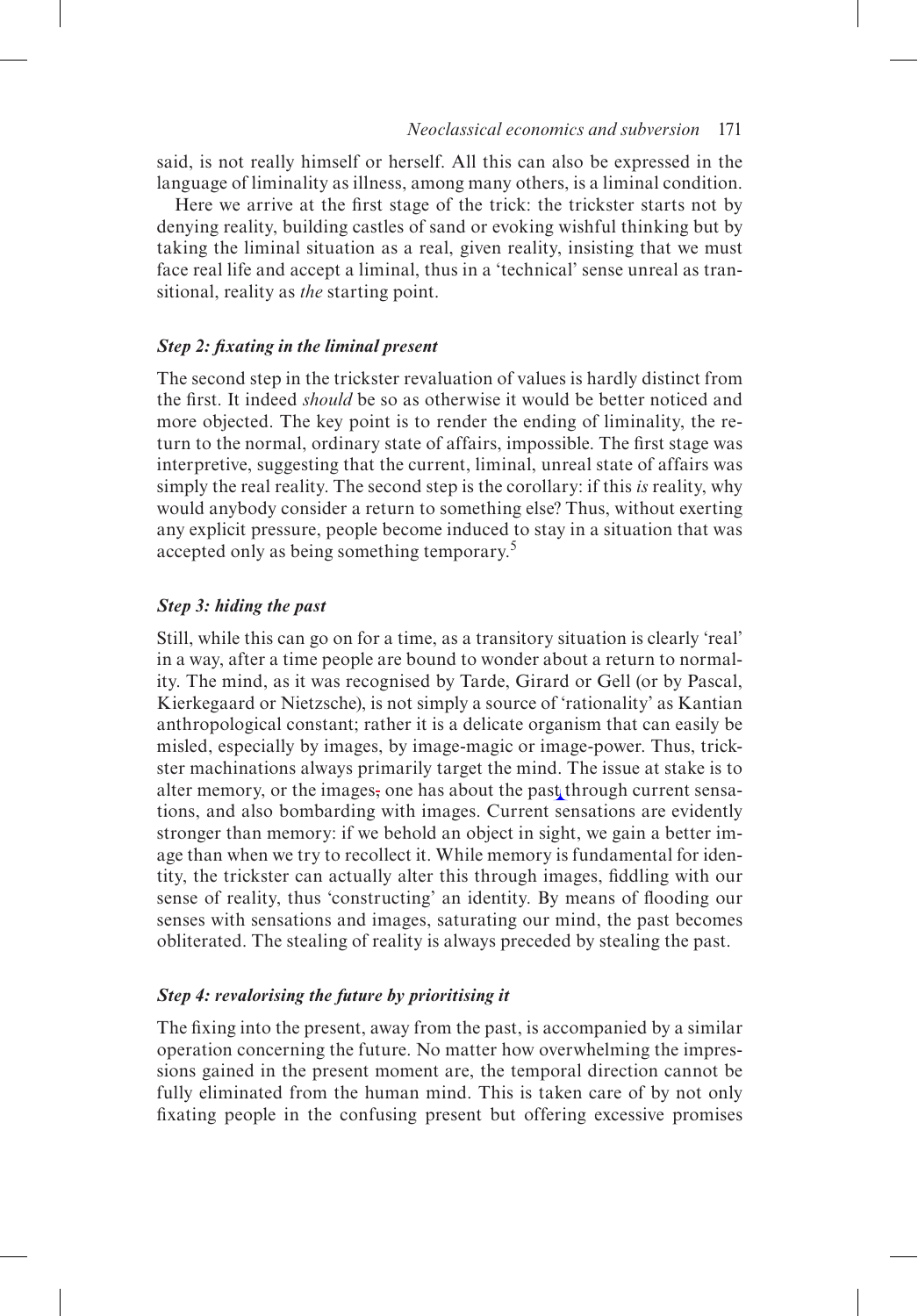said, is not really himself or herself. All this can also be expressed in the language of liminality as illness, among many others, is a liminal condition.

Here we arrive at the first stage of the trick: the trickster starts not by denying reality, building castles of sand or evoking wishful thinking but by taking the liminal situation as a real, given reality, insisting that we must face real life and accept a liminal, thus in a 'technical' sense unreal as transitional, reality as *the* starting point.

### *Step 2: fixating in the liminal present*

The second step in the trickster revaluation of values is hardly distinct from the first. It indeed *should* be so as otherwise it would be better noticed and more objected. The key point is to render the ending of liminality, the return to the normal, ordinary state of affairs, impossible. The first stage was interpretive, suggesting that the current, liminal, unreal state of affairs was simply the real reality. The second step is the corollary: if this *is* reality, why would anybody consider a return to something else? Thus, without exerting any explicit pressure, people become induced to stay in a situation that was accepted only as being something temporary.[5]

### *Step 3: hiding the past*

Still, while this can go on for a time, as a transitory situation is clearly 'real' in a way, after a time people are bound to wonder about a return to normality. The mind, as it was recognised by Tarde, Girard or Gell (or by Pascal, Kierkegaard or Nietzsche), is not simply a source of 'rationality' as Kantian anthropological constant; rather it is a delicate organism that can easily be misled, especially by images, by image-magic or image-power. Thus, trickster machinations always primarily target the mind. The issue at stake is to alter memory, or the images, one has about the past through current sensations, and also bombarding with images. Current sensations are evidently stronger than memory: if we behold an object in sight, we gain a better image than when we try to recollect it. While memory is fundamental for identity, the trickster can actually alter this through images, fiddling with our sense of reality, thus 'constructing' an identity. By means of flooding our senses with sensations and images, saturating our mind, the past becomes obliterated. The stealing of reality is always preceded by stealing the past.

### *Step 4: revalorising the future by prioritising it*

The fixing into the present, away from the past, is accompanied by a similar operation concerning the future. No matter how overwhelming the impressions gained in the present moment are, the temporal direction cannot be fully eliminated from the human mind. This is taken care of by not only fixating people in the confusing present but offering excessive promises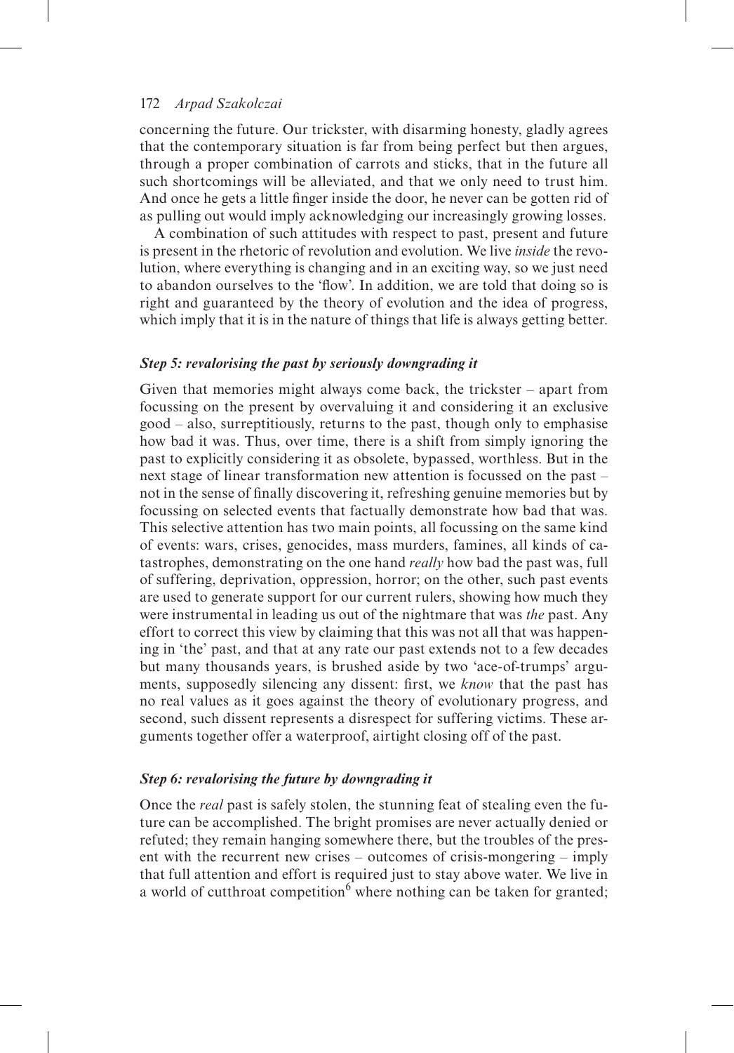concerning the future. Our trickster, with disarming honesty, gladly agrees that the contemporary situation is far from being perfect but then argues, through a proper combination of carrots and sticks, that in the future all such shortcomings will be alleviated, and that we only need to trust him. And once he gets a little finger inside the door, he never can be gotten rid of as pulling out would imply acknowledging our increasingly growing losses.

A combination of such attitudes with respect to past, present and future is present in the rhetoric of revolution and evolution. We live *inside* the revolution, where everything is changing and in an exciting way, so we just need to abandon ourselves to the 'flow'. In addition, we are told that doing so is right and guaranteed by the theory of evolution and the idea of progress, which imply that it is in the nature of things that life is always getting better.

### *Step 5: revalorising the past by seriously downgrading it*

Given that memories might always come back, the trickster – apart from focussing on the present by overvaluing it and considering it an exclusive good – also, surreptitiously, returns to the past, though only to emphasise how bad it was. Thus, over time, there is a shift from simply ignoring the past to explicitly considering it as obsolete, bypassed, worthless. But in the next stage of linear transformation new attention is focussed on the past – not in the sense of finally discovering it, refreshing genuine memories but by focussing on selected events that factually demonstrate how bad that was. This selective attention has two main points, all focussing on the same kind of events: wars, crises, genocides, mass murders, famines, all kinds of catastrophes, demonstrating on the one hand *really* how bad the past was, full of suffering, deprivation, oppression, horror; on the other, such past events are used to generate support for our current rulers, showing how much they were instrumental in leading us out of the nightmare that was *the* past. Any effort to correct this view by claiming that this was not all that was happening in 'the' past, and that at any rate our past extends not to a few decades but many thousands years, is brushed aside by two 'ace-of-trumps' arguments, supposedly silencing any dissent: first, we *know* that the past has no real values as it goes against the theory of evolutionary progress, and second, such dissent represents a disrespect for suffering victims. These arguments together offer a waterproof, airtight closing off of the past.

### *Step 6: revalorising the future by downgrading it*

Once the *real* past is safely stolen, the stunning feat of stealing even the future can be accomplished. The bright promises are never actually denied or refuted; they remain hanging somewhere there, but the troubles of the present with the recurrent new crises – outcomes of crisis-mongering – imply that full attention and effort is required just to stay above water. We live in a world of cutthroat competition[6] where nothing can be taken for granted;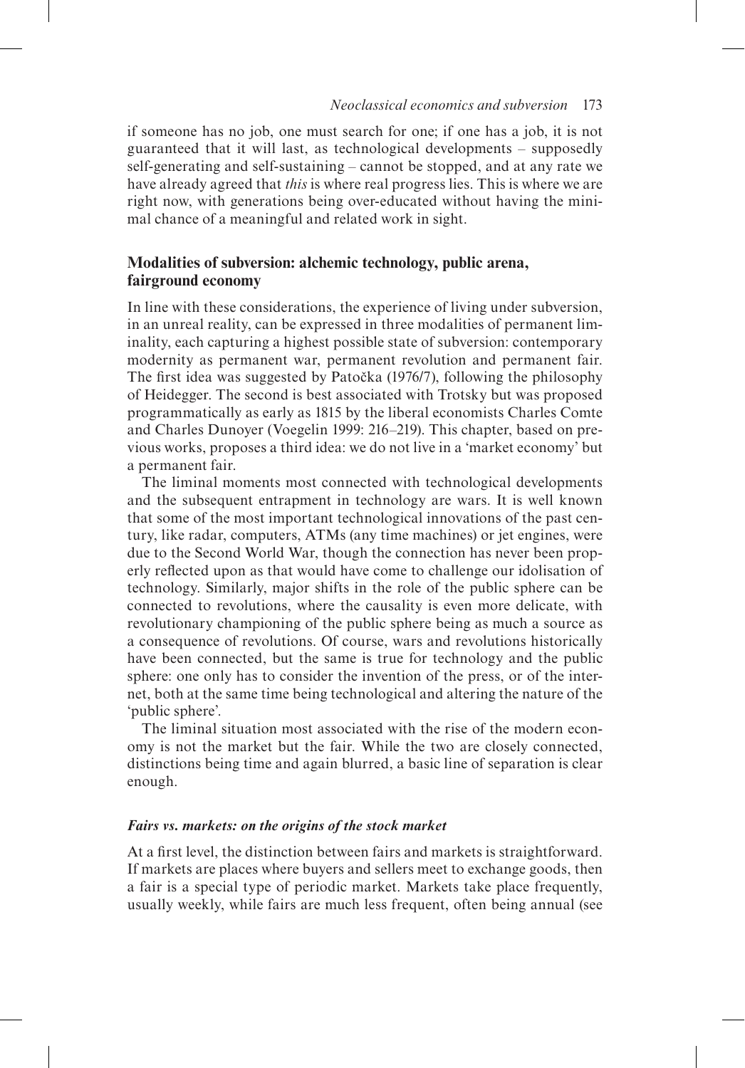if someone has no job, one must search for one; if one has a job, it is not guaranteed that it will last, as technological developments – supposedly self-generating and self-sustaining – cannot be stopped, and at any rate we have already agreed that *this* is where real progress lies. This is where we are right now, with generations being over-educated without having the minimal chance of a meaningful and related work in sight.

## Modalities of subversion: alchemic technology, public arena, fairground economy

In line with these considerations, the experience of living under subversion, in an unreal reality, can be expressed in three modalities of permanent liminality, each capturing a highest possible state of subversion: contemporary modernity as permanent war, permanent revolution and permanent fair. The first idea was suggested by Patočka (1976/7), following the philosophy of Heidegger. The second is best associated with Trotsky but was proposed programmatically as early as 1815 by the liberal economists Charles Comte and Charles Dunoyer (Voegelin 1999: 216–219). This chapter, based on previous works, proposes a third idea: we do not live in a 'market economy' but a permanent fair.

The liminal moments most connected with technological developments and the subsequent entrapment in technology are wars. It is well known that some of the most important technological innovations of the past century, like radar, computers, ATMs (any time machines) or jet engines, were due to the Second World War, though the connection has never been properly reflected upon as that would have come to challenge our idolisation of technology. Similarly, major shifts in the role of the public sphere can be connected to revolutions, where the causality is even more delicate, with revolutionary championing of the public sphere being as much a source as a consequence of revolutions. Of course, wars and revolutions historically have been connected, but the same is true for technology and the public sphere: one only has to consider the invention of the press, or of the internet, both at the same time being technological and altering the nature of the 'public sphere'.

The liminal situation most associated with the rise of the modern economy is not the market but the fair. While the two are closely connected, distinctions being time and again blurred, a basic line of separation is clear enough.

### *Fairs vs. markets: on the origins of the stock market*

At a first level, the distinction between fairs and markets is straightforward. If markets are places where buyers and sellers meet to exchange goods, then a fair is a special type of periodic market. Markets take place frequently, usually weekly, while fairs are much less frequent, often being annual (see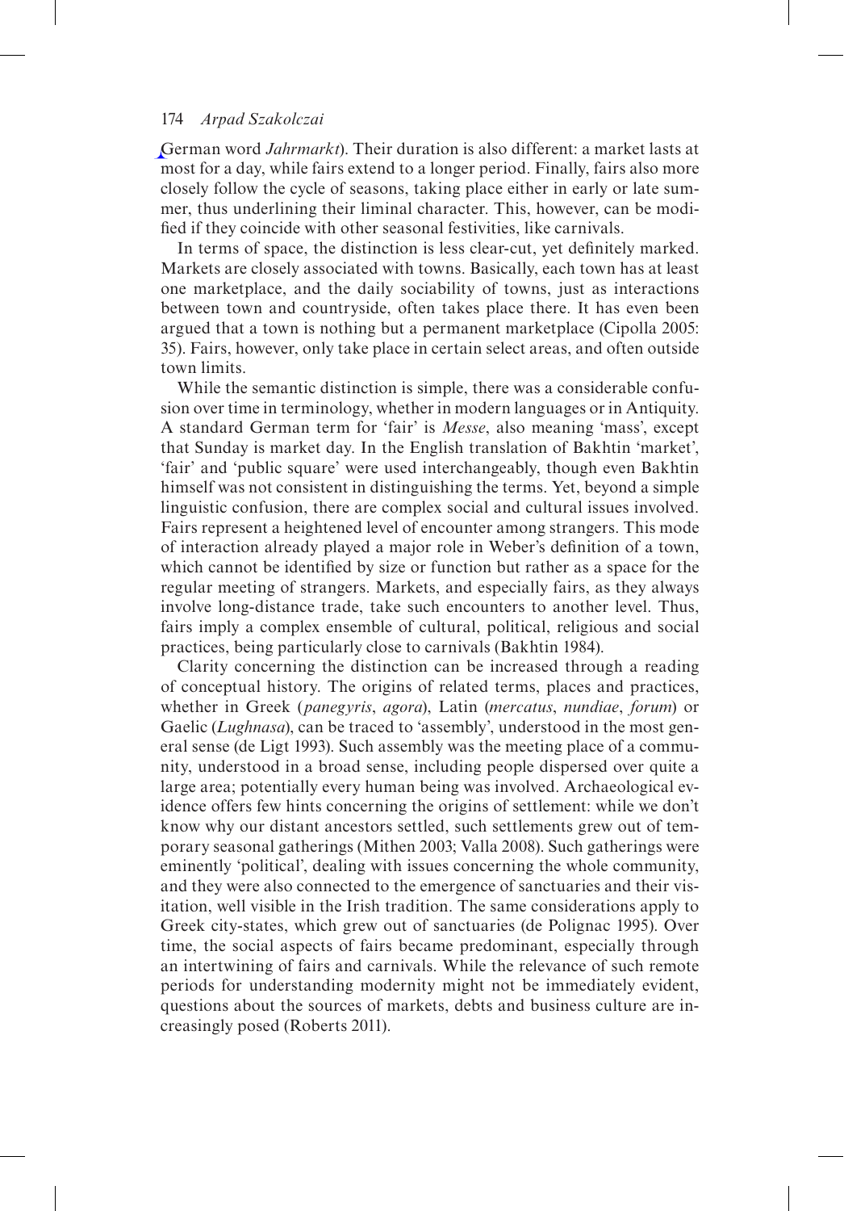German word *Jahrmarkt*). Their duration is also different: a market lasts at most for a day, while fairs extend to a longer period. Finally, fairs also more closely follow the cycle of seasons, taking place either in early or late summer, thus underlining their liminal character. This, however, can be modified if they coincide with other seasonal festivities, like carnivals.

In terms of space, the distinction is less clear-cut, yet definitely marked. Markets are closely associated with towns. Basically, each town has at least one marketplace, and the daily sociability of towns, just as interactions between town and countryside, often takes place there. It has even been argued that a town is nothing but a permanent marketplace (Cipolla 2005: 35). Fairs, however, only take place in certain select areas, and often outside town limits.

While the semantic distinction is simple, there was a considerable confusion over time in terminology, whether in modern languages or in Antiquity. A standard German term for 'fair' is *Messe*, also meaning 'mass', except that Sunday is market day. In the English translation of Bakhtin 'market', 'fair' and 'public square' were used interchangeably, though even Bakhtin himself was not consistent in distinguishing the terms. Yet, beyond a simple linguistic confusion, there are complex social and cultural issues involved. Fairs represent a heightened level of encounter among strangers. This mode of interaction already played a major role in Weber's definition of a town, which cannot be identified by size or function but rather as a space for the regular meeting of strangers. Markets, and especially fairs, as they always involve long-distance trade, take such encounters to another level. Thus, fairs imply a complex ensemble of cultural, political, religious and social practices, being particularly close to carnivals (Bakhtin 1984).

Clarity concerning the distinction can be increased through a reading of conceptual history. The origins of related terms, places and practices, whether in Greek (*panegyris*, *agora*), Latin (*mercatus*, *nundiae*, *forum*) or Gaelic (*Lughnasa*), can be traced to 'assembly', understood in the most general sense (de Ligt 1993). Such assembly was the meeting place of a community, understood in a broad sense, including people dispersed over quite a large area; potentially every human being was involved. Archaeological evidence offers few hints concerning the origins of settlement: while we don't know why our distant ancestors settled, such settlements grew out of temporary seasonal gatherings (Mithen 2003; Valla 2008). Such gatherings were eminently 'political', dealing with issues concerning the whole community, and they were also connected to the emergence of sanctuaries and their visitation, well visible in the Irish tradition. The same considerations apply to Greek city-states, which grew out of sanctuaries (de Polignac 1995). Over time, the social aspects of fairs became predominant, especially through an intertwining of fairs and carnivals. While the relevance of such remote periods for understanding modernity might not be immediately evident, questions about the sources of markets, debts and business culture are increasingly posed (Roberts 2011).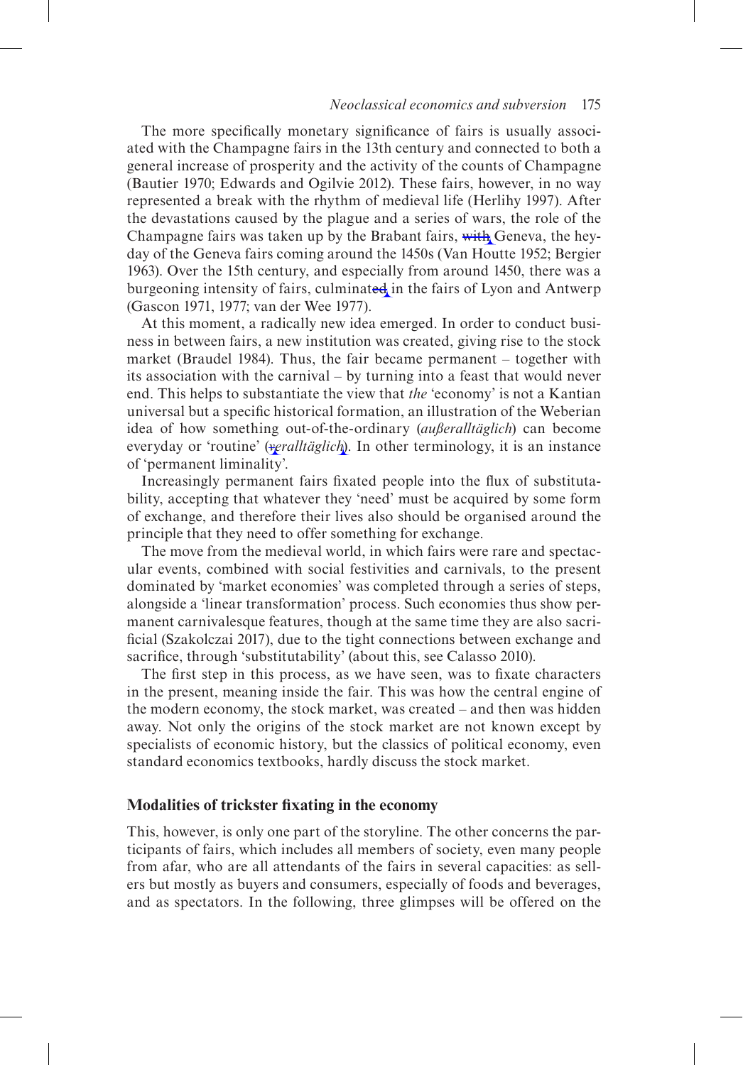The more specifically monetary significance of fairs is usually associated with the Champagne fairs in the 13th century and connected to both a general increase of prosperity and the activity of the counts of Champagne (Bautier 1970; Edwards and Ogilvie 2012). These fairs, however, in no way represented a break with the rhythm of medieval life (Herlihy 1997). After the devastations caused by the plague and a series of wars, the role of the Champagne fairs was taken up by the Brabant fairs, with Geneva, the heyday of the Geneva fairs coming around the 1450s (Van Houtte 1952; Bergier 1963). Over the 15th century, and especially from around 1450, there was a burgeoning intensity of fairs, culminated in the fairs of Lyon and Antwerp (Gascon 1971, 1977; van der Wee 1977).

At this moment, a radically new idea emerged. In order to conduct business in between fairs, a new institution was created, giving rise to the stock market (Braudel 1984). Thus, the fair became permanent – together with its association with the carnival – by turning into a feast that would never end. This helps to substantiate the view that *the* 'economy' is not a Kantian universal but a specific historical formation, an illustration of the Weberian idea of how something out-of-the-ordinary (*außeralltäglich*) can become everyday or 'routine' (*veralltäglich*). In other terminology, it is an instance of 'permanent liminality'.

Increasingly permanent fairs fixated people into the flux of substitutability, accepting that whatever they 'need' must be acquired by some form of exchange, and therefore their lives also should be organised around the principle that they need to offer something for exchange.

The move from the medieval world, in which fairs were rare and spectacular events, combined with social festivities and carnivals, to the present dominated by 'market economies' was completed through a series of steps, alongside a 'linear transformation' process. Such economies thus show permanent carnivalesque features, though at the same time they are also sacrificial (Szakolczai 2017), due to the tight connections between exchange and sacrifice, through 'substitutability' (about this, see Calasso 2010).

The first step in this process, as we have seen, was to fixate characters in the present, meaning inside the fair. This was how the central engine of the modern economy, the stock market, was created – and then was hidden away. Not only the origins of the stock market are not known except by specialists of economic history, but the classics of political economy, even standard economics textbooks, hardly discuss the stock market.

## Modalities of trickster fixating in the economy

This, however, is only one part of the storyline. The other concerns the participants of fairs, which includes all members of society, even many people from afar, who are all attendants of the fairs in several capacities: as sellers but mostly as buyers and consumers, especially of foods and beverages, and as spectators. In the following, three glimpses will be offered on the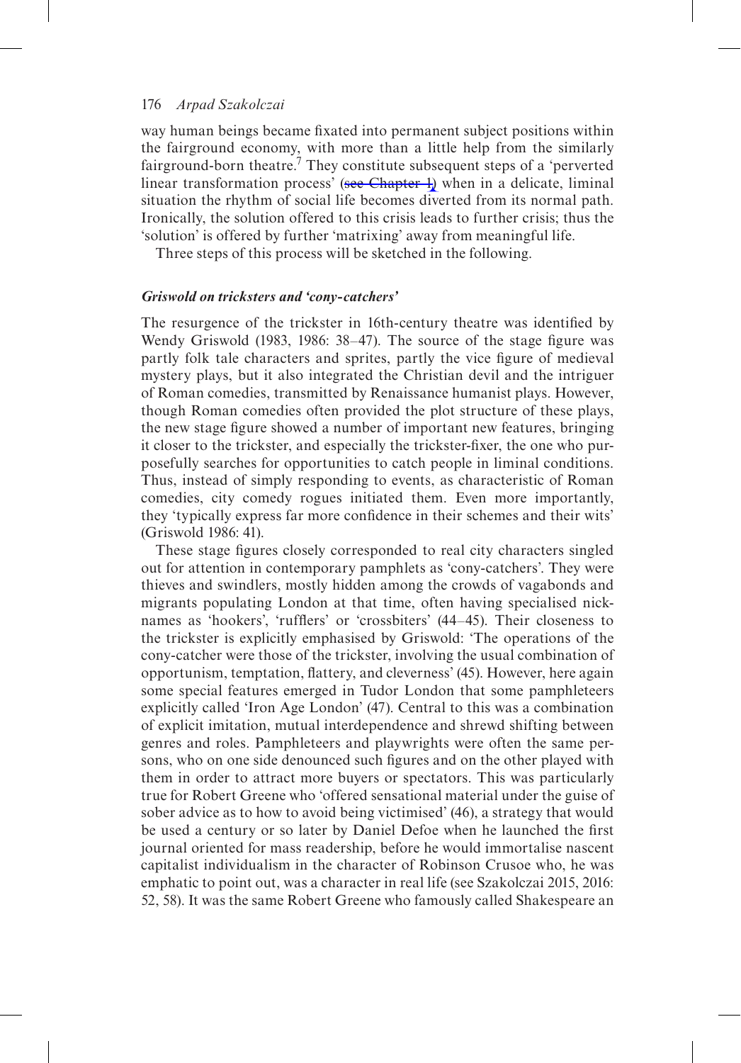way human beings became fixated into permanent subject positions within the fairground economy, with more than a little help from the similarly fairground-born theatre.[7] They constitute subsequent steps of a 'perverted linear transformation process' (see Chapter 1) when in a delicate, liminal situation the rhythm of social life becomes diverted from its normal path. Ironically, the solution offered to this crisis leads to further crisis; thus the 'solution' is offered by further 'matrixing' away from meaningful life.

Three steps of this process will be sketched in the following.

### *Griswold on tricksters and 'cony-catchers'*

The resurgence of the trickster in 16th-century theatre was identified by Wendy Griswold (1983, 1986: 38–47). The source of the stage figure was partly folk tale characters and sprites, partly the vice figure of medieval mystery plays, but it also integrated the Christian devil and the intriguer of Roman comedies, transmitted by Renaissance humanist plays. However, though Roman comedies often provided the plot structure of these plays, the new stage figure showed a number of important new features, bringing it closer to the trickster, and especially the trickster-fixer, the one who purposefully searches for opportunities to catch people in liminal conditions. Thus, instead of simply responding to events, as characteristic of Roman comedies, city comedy rogues initiated them. Even more importantly, they 'typically express far more confidence in their schemes and their wits' (Griswold 1986: 41).

These stage figures closely corresponded to real city characters singled out for attention in contemporary pamphlets as 'cony-catchers'. They were thieves and swindlers, mostly hidden among the crowds of vagabonds and migrants populating London at that time, often having specialised nicknames as 'hookers', 'rufflers' or 'crossbiters' (44–45). Their closeness to the trickster is explicitly emphasised by Griswold: 'The operations of the cony-catcher were those of the trickster, involving the usual combination of opportunism, temptation, flattery, and cleverness' (45). However, here again some special features emerged in Tudor London that some pamphleteers explicitly called 'Iron Age London' (47). Central to this was a combination of explicit imitation, mutual interdependence and shrewd shifting between genres and roles. Pamphleteers and playwrights were often the same persons, who on one side denounced such figures and on the other played with them in order to attract more buyers or spectators. This was particularly true for Robert Greene who 'offered sensational material under the guise of sober advice as to how to avoid being victimised' (46), a strategy that would be used a century or so later by Daniel Defoe when he launched the first journal oriented for mass readership, before he would immortalise nascent capitalist individualism in the character of Robinson Crusoe who, he was emphatic to point out, was a character in real life (see Szakolczai 2015, 2016: 52, 58). It was the same Robert Greene who famously called Shakespeare an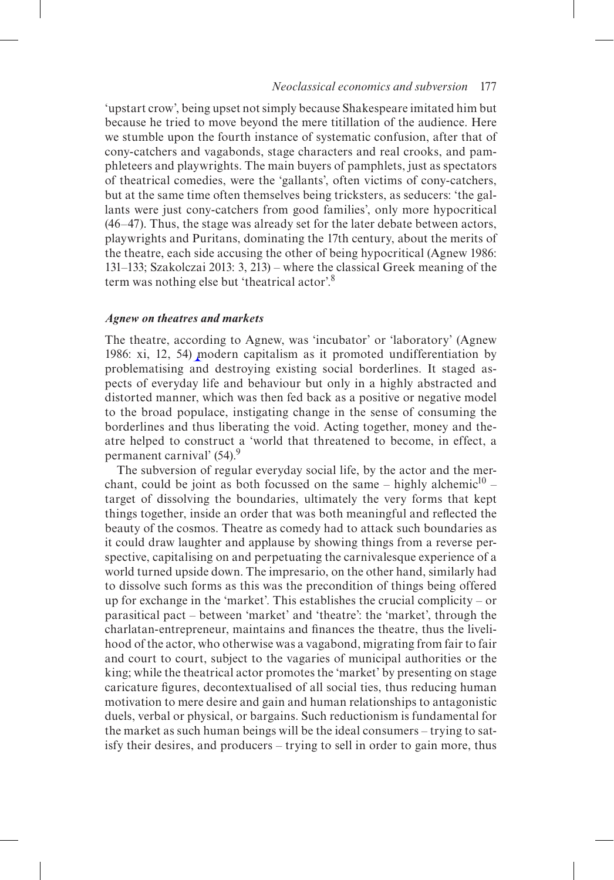'upstart crow', being upset not simply because Shakespeare imitated him but because he tried to move beyond the mere titillation of the audience. Here we stumble upon the fourth instance of systematic confusion, after that of cony-catchers and vagabonds, stage characters and real crooks, and pamphleteers and playwrights. The main buyers of pamphlets, just as spectators of theatrical comedies, were the 'gallants', often victims of cony-catchers, but at the same time often themselves being tricksters, as seducers: 'the gallants were just cony-catchers from good families', only more hypocritical (46–47). Thus, the stage was already set for the later debate between actors, playwrights and Puritans, dominating the 17th century, about the merits of the theatre, each side accusing the other of being hypocritical (Agnew 1986: 131–133; Szakolczai 2013: 3, 213) – where the classical Greek meaning of the term was nothing else but 'theatrical actor'.[8]

### *Agnew on theatres and markets*

The theatre, according to Agnew, was 'incubator' or 'laboratory' (Agnew 1986: xi, 12, 54) modern capitalism as it promoted undifferentiation by problematising and destroying existing social borderlines. It staged aspects of everyday life and behaviour but only in a highly abstracted and distorted manner, which was then fed back as a positive or negative model to the broad populace, instigating change in the sense of consuming the borderlines and thus liberating the void. Acting together, money and theatre helped to construct a 'world that threatened to become, in effect, a permanent carnival' (54).[9]

The subversion of regular everyday social life, by the actor and the merchant, could be joint as both focussed on the same – highly alchemic[10] – target of dissolving the boundaries, ultimately the very forms that kept things together, inside an order that was both meaningful and reflected the beauty of the cosmos. Theatre as comedy had to attack such boundaries as it could draw laughter and applause by showing things from a reverse perspective, capitalising on and perpetuating the carnivalesque experience of a world turned upside down. The impresario, on the other hand, similarly had to dissolve such forms as this was the precondition of things being offered up for exchange in the 'market'. This establishes the crucial complicity – or parasitical pact – between 'market' and 'theatre': the 'market', through the charlatan-entrepreneur, maintains and finances the theatre, thus the livelihood of the actor, who otherwise was a vagabond, migrating from fair to fair and court to court, subject to the vagaries of municipal authorities or the king; while the theatrical actor promotes the 'market' by presenting on stage caricature figures, decontextualised of all social ties, thus reducing human motivation to mere desire and gain and human relationships to antagonistic duels, verbal or physical, or bargains. Such reductionism is fundamental for the market as such human beings will be the ideal consumers – trying to satisfy their desires, and producers – trying to sell in order to gain more, thus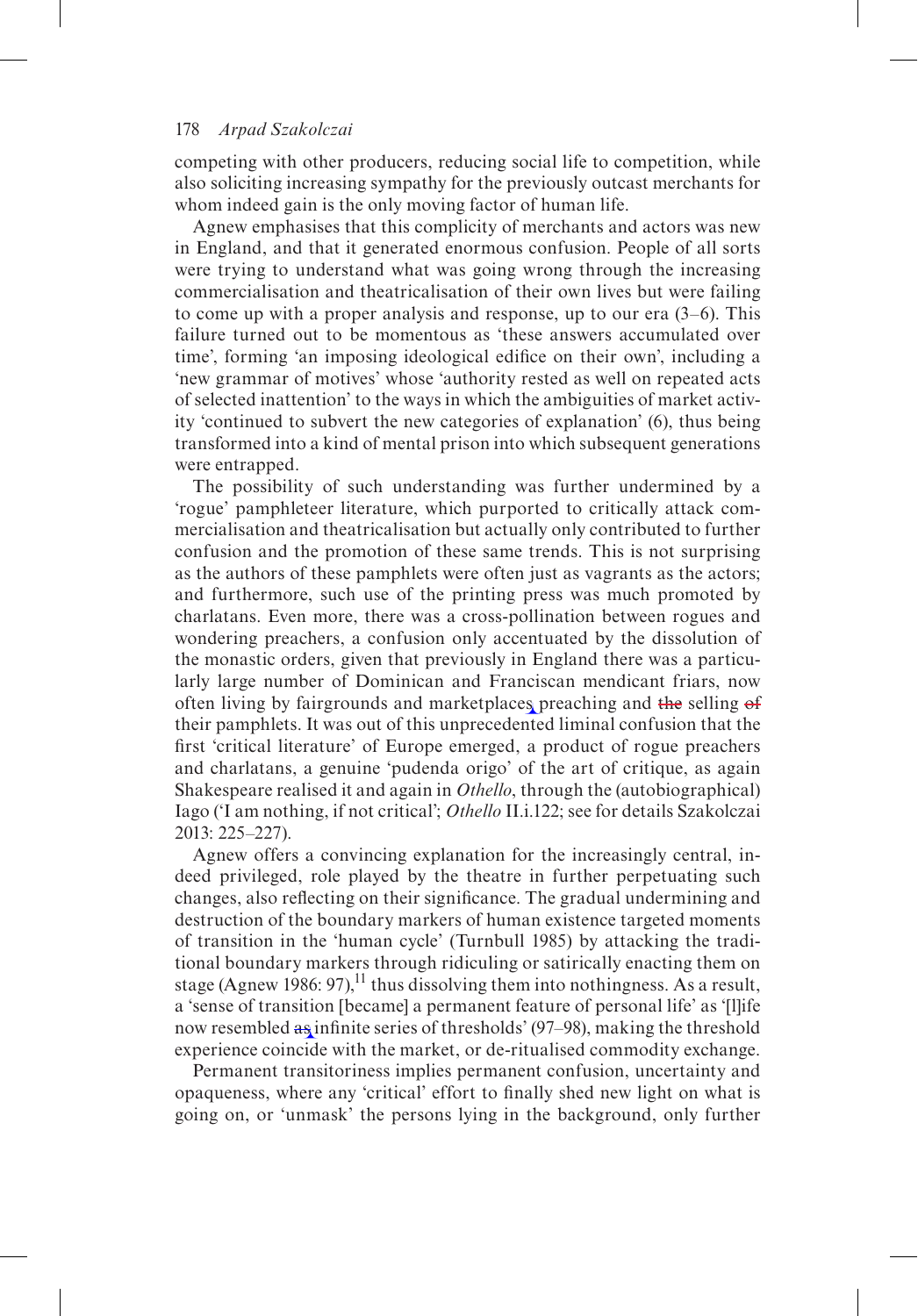competing with other producers, reducing social life to competition, while also soliciting increasing sympathy for the previously outcast merchants for whom indeed gain is the only moving factor of human life.

Agnew emphasises that this complicity of merchants and actors was new in England, and that it generated enormous confusion. People of all sorts were trying to understand what was going wrong through the increasing commercialisation and theatricalisation of their own lives but were failing to come up with a proper analysis and response, up to our era (3–6). This failure turned out to be momentous as 'these answers accumulated over time', forming 'an imposing ideological edifice on their own', including a 'new grammar of motives' whose 'authority rested as well on repeated acts of selected inattention' to the ways in which the ambiguities of market activity 'continued to subvert the new categories of explanation' (6), thus being transformed into a kind of mental prison into which subsequent generations were entrapped.

The possibility of such understanding was further undermined by a 'rogue' pamphleteer literature, which purported to critically attack commercialisation and theatricalisation but actually only contributed to further confusion and the promotion of these same trends. This is not surprising as the authors of these pamphlets were often just as vagrants as the actors; and furthermore, such use of the printing press was much promoted by charlatans. Even more, there was a cross-pollination between rogues and wondering preachers, a confusion only accentuated by the dissolution of the monastic orders, given that previously in England there was a particularly large number of Dominican and Franciscan mendicant friars, now often living by fairgrounds and marketplaces preaching and ~~the~~ selling ~~of~~ their pamphlets. It was out of this unprecedented liminal confusion that the first 'critical literature' of Europe emerged, a product of rogue preachers and charlatans, a genuine 'pudenda origo' of the art of critique, as again Shakespeare realised it and again in *Othello*, through the (autobiographical) Iago ('I am nothing, if not critical'; *Othello* II.i.122; see for details Szakolczai 2013: 225–227).

Agnew offers a convincing explanation for the increasingly central, indeed privileged, role played by the theatre in further perpetuating such changes, also reflecting on their significance. The gradual undermining and destruction of the boundary markers of human existence targeted moments of transition in the 'human cycle' (Turnbull 1985) by attacking the traditional boundary markers through ridiculing or satirically enacting them on stage (Agnew 1986: 97),[11] thus dissolving them into nothingness. As a result, a 'sense of transition [became] a permanent feature of personal life' as '[l]ife now resembled ~~as~~ infinite series of thresholds' (97–98), making the threshold experience coincide with the market, or de-ritualised commodity exchange.

Permanent transitoriness implies permanent confusion, uncertainty and opaqueness, where any 'critical' effort to finally shed new light on what is going on, or 'unmask' the persons lying in the background, only further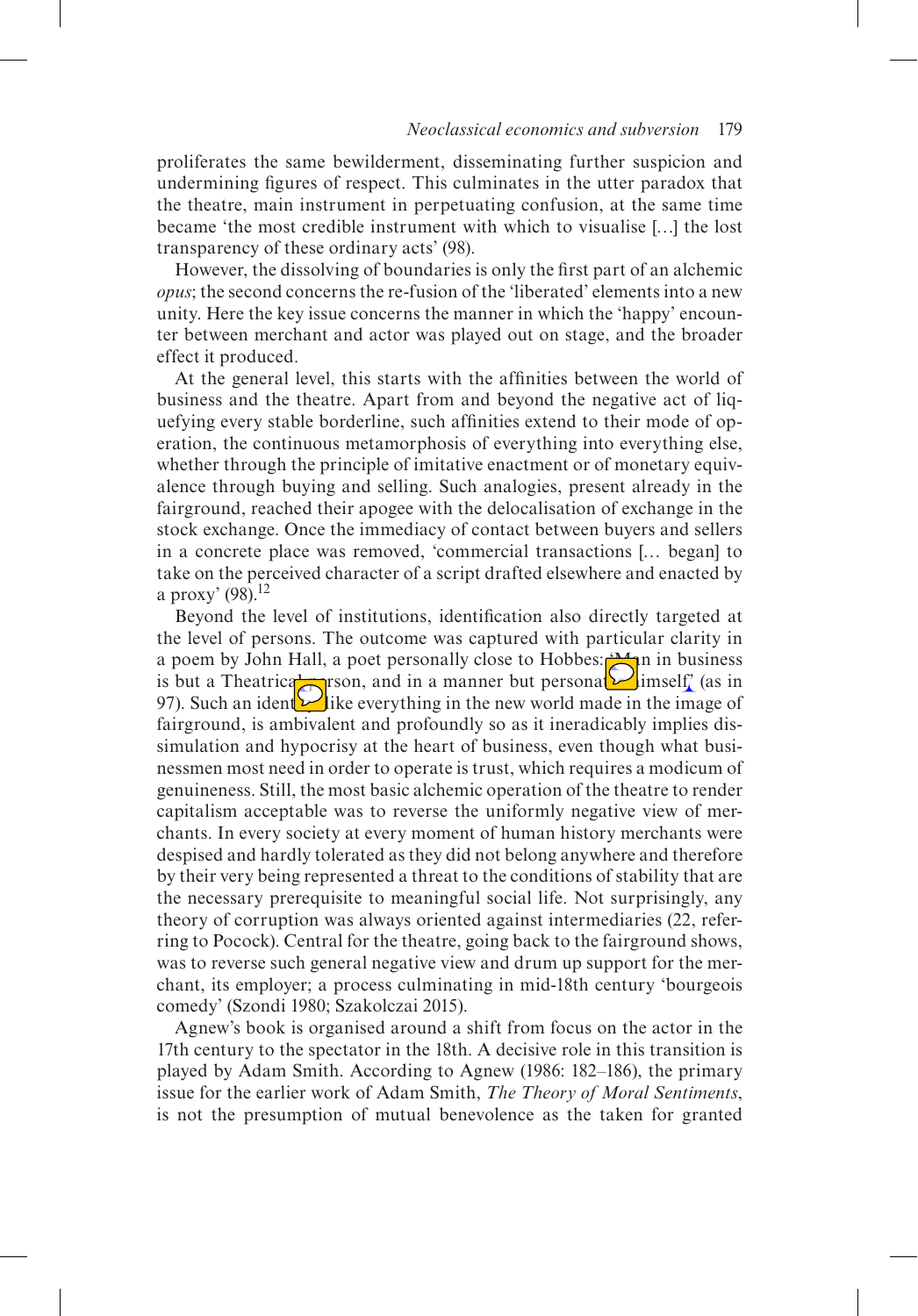proliferates the same bewilderment, disseminating further suspicion and undermining figures of respect. This culminates in the utter paradox that the theatre, main instrument in perpetuating confusion, at the same time became 'the most credible instrument with which to visualise [...] the lost transparency of these ordinary acts' (98).

However, the dissolving of boundaries is only the first part of an alchemic *opus*; the second concerns the re-fusion of the 'liberated' elements into a new unity. Here the key issue concerns the manner in which the 'happy' encounter between merchant and actor was played out on stage, and the broader effect it produced.

At the general level, this starts with the affinities between the world of business and the theatre. Apart from and beyond the negative act of liquefying every stable borderline, such affinities extend to their mode of operation, the continuous metamorphosis of everything into everything else, whether through the principle of imitative enactment or of monetary equivalence through buying and selling. Such analogies, present already in the fairground, reached their apogee with the delocalisation of exchange in the stock exchange. Once the immediacy of contact between buyers and sellers in a concrete place was removed, 'commercial transactions [... began] to take on the perceived character of a script drafted elsewhere and enacted by a proxy' (98).[12]

Beyond the level of institutions, identification also directly targeted at the level of persons. The outcome was captured with particular clarity in a poem by John Hall, a poet personally close to Hobbes: 'Man in business is but a Theatrical person, and in a manner but personates himself' (as in 97). Such an identity, like everything in the new world made in the image of fairground, is ambivalent and profoundly so as it ineradicably implies dissimulation and hypocrisy at the heart of business, even though what businessmen most need in order to operate is trust, which requires a modicum of genuineness. Still, the most basic alchemic operation of the theatre to render capitalism acceptable was to reverse the uniformly negative view of merchants. In every society at every moment of human history merchants were despised and hardly tolerated as they did not belong anywhere and therefore by their very being represented a threat to the conditions of stability that are the necessary prerequisite to meaningful social life. Not surprisingly, any theory of corruption was always oriented against intermediaries (22, referring to Pocock). Central for the theatre, going back to the fairground shows, was to reverse such general negative view and drum up support for the merchant, its employer; a process culminating in mid-18th century 'bourgeois comedy' (Szondi 1980; Szakolczai 2015).

Agnew's book is organised around a shift from focus on the actor in the 17th century to the spectator in the 18th. A decisive role in this transition is played by Adam Smith. According to Agnew (1986: 182–186), the primary issue for the earlier work of Adam Smith, *The Theory of Moral Sentiments*, is not the presumption of mutual benevolence as the taken for granted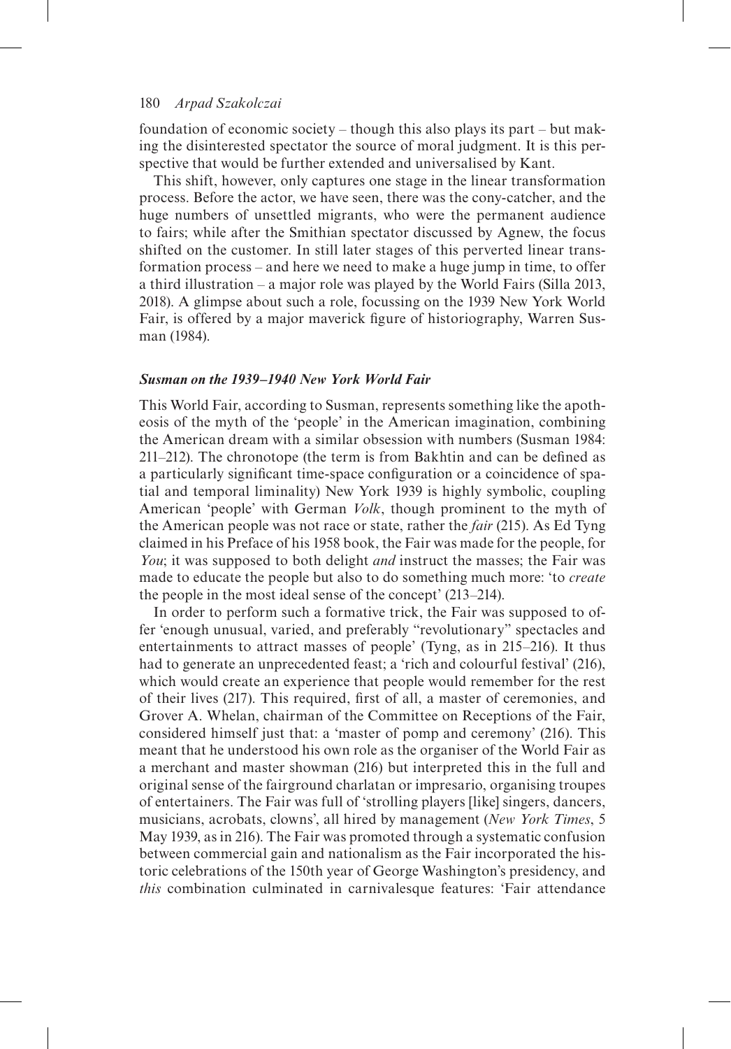foundation of economic society – though this also plays its part – but making the disinterested spectator the source of moral judgment. It is this perspective that would be further extended and universalised by Kant.

This shift, however, only captures one stage in the linear transformation process. Before the actor, we have seen, there was the cony-catcher, and the huge numbers of unsettled migrants, who were the permanent audience to fairs; while after the Smithian spectator discussed by Agnew, the focus shifted on the customer. In still later stages of this perverted linear transformation process – and here we need to make a huge jump in time, to offer a third illustration – a major role was played by the World Fairs (Silla 2013, 2018). A glimpse about such a role, focussing on the 1939 New York World Fair, is offered by a major maverick figure of historiography, Warren Susman (1984).

### *Susman on the 1939–1940 New York World Fair*

This World Fair, according to Susman, represents something like the apotheosis of the myth of the 'people' in the American imagination, combining the American dream with a similar obsession with numbers (Susman 1984: 211–212). The chronotope (the term is from Bakhtin and can be defined as a particularly significant time-space configuration or a coincidence of spatial and temporal liminality) New York 1939 is highly symbolic, coupling American 'people' with German *Volk*, though prominent to the myth of the American people was not race or state, rather the *fair* (215). As Ed Tyng claimed in his Preface of his 1958 book, the Fair was made for the people, for *You*; it was supposed to both delight *and* instruct the masses; the Fair was made to educate the people but also to do something much more: 'to *create* the people in the most ideal sense of the concept' (213–214).

In order to perform such a formative trick, the Fair was supposed to offer 'enough unusual, varied, and preferably "revolutionary" spectacles and entertainments to attract masses of people' (Tyng, as in 215–216). It thus had to generate an unprecedented feast; a 'rich and colourful festival' (216), which would create an experience that people would remember for the rest of their lives (217). This required, first of all, a master of ceremonies, and Grover A. Whelan, chairman of the Committee on Receptions of the Fair, considered himself just that: a 'master of pomp and ceremony' (216). This meant that he understood his own role as the organiser of the World Fair as a merchant and master showman (216) but interpreted this in the full and original sense of the fairground charlatan or impresario, organising troupes of entertainers. The Fair was full of 'strolling players [like] singers, dancers, musicians, acrobats, clowns', all hired by management (*New York Times*, 5 May 1939, as in 216). The Fair was promoted through a systematic confusion between commercial gain and nationalism as the Fair incorporated the historic celebrations of the 150th year of George Washington's presidency, and *this* combination culminated in carnivalesque features: 'Fair attendance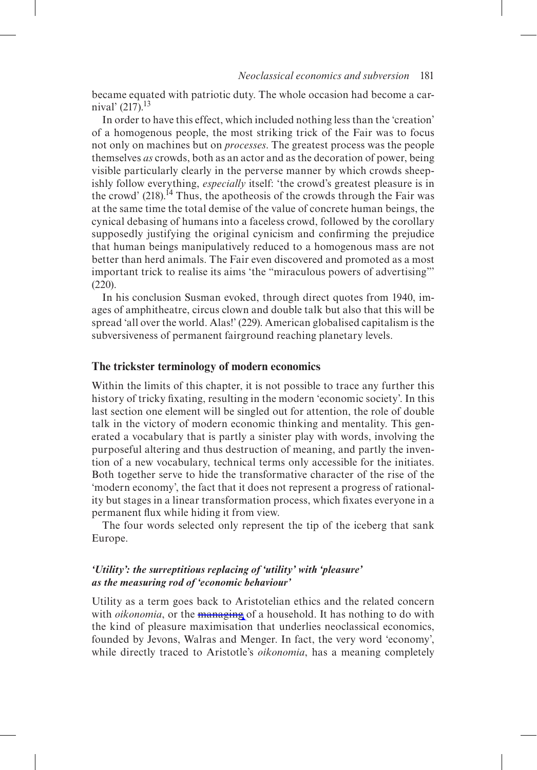became equated with patriotic duty. The whole occasion had become a carnival' (217).[13]

In order to have this effect, which included nothing less than the 'creation' of a homogenous people, the most striking trick of the Fair was to focus not only on machines but on *processes*. The greatest process was the people themselves *as* crowds, both as an actor and as the decoration of power, being visible particularly clearly in the perverse manner by which crowds sheepishly follow everything, *especially* itself: 'the crowd's greatest pleasure is in the crowd' (218).[14] Thus, the apotheosis of the crowds through the Fair was at the same time the total demise of the value of concrete human beings, the cynical debasing of humans into a faceless crowd, followed by the corollary supposedly justifying the original cynicism and confirming the prejudice that human beings manipulatively reduced to a homogenous mass are not better than herd animals. The Fair even discovered and promoted as a most important trick to realise its aims 'the "miraculous powers of advertising"' (220).

In his conclusion Susman evoked, through direct quotes from 1940, images of amphitheatre, circus clown and double talk but also that this will be spread 'all over the world. Alas!' (229). American globalised capitalism is the subversiveness of permanent fairground reaching planetary levels.

## The trickster terminology of modern economics

Within the limits of this chapter, it is not possible to trace any further this history of tricky fixating, resulting in the modern 'economic society'. In this last section one element will be singled out for attention, the role of double talk in the victory of modern economic thinking and mentality. This generated a vocabulary that is partly a sinister play with words, involving the purposeful altering and thus destruction of meaning, and partly the invention of a new vocabulary, technical terms only accessible for the initiates. Both together serve to hide the transformative character of the rise of the 'modern economy', the fact that it does not represent a progress of rationality but stages in a linear transformation process, which fixates everyone in a permanent flux while hiding it from view.

The four words selected only represent the tip of the iceberg that sank Europe.

### *'Utility': the surreptitious replacing of 'utility' with 'pleasure' as the measuring rod of 'economic behaviour'*

Utility as a term goes back to Aristotelian ethics and the related concern with *oikonomia*, or the managing of a household. It has nothing to do with the kind of pleasure maximisation that underlies neoclassical economics, founded by Jevons, Walras and Menger. In fact, the very word 'economy', while directly traced to Aristotle's *oikonomia*, has a meaning completely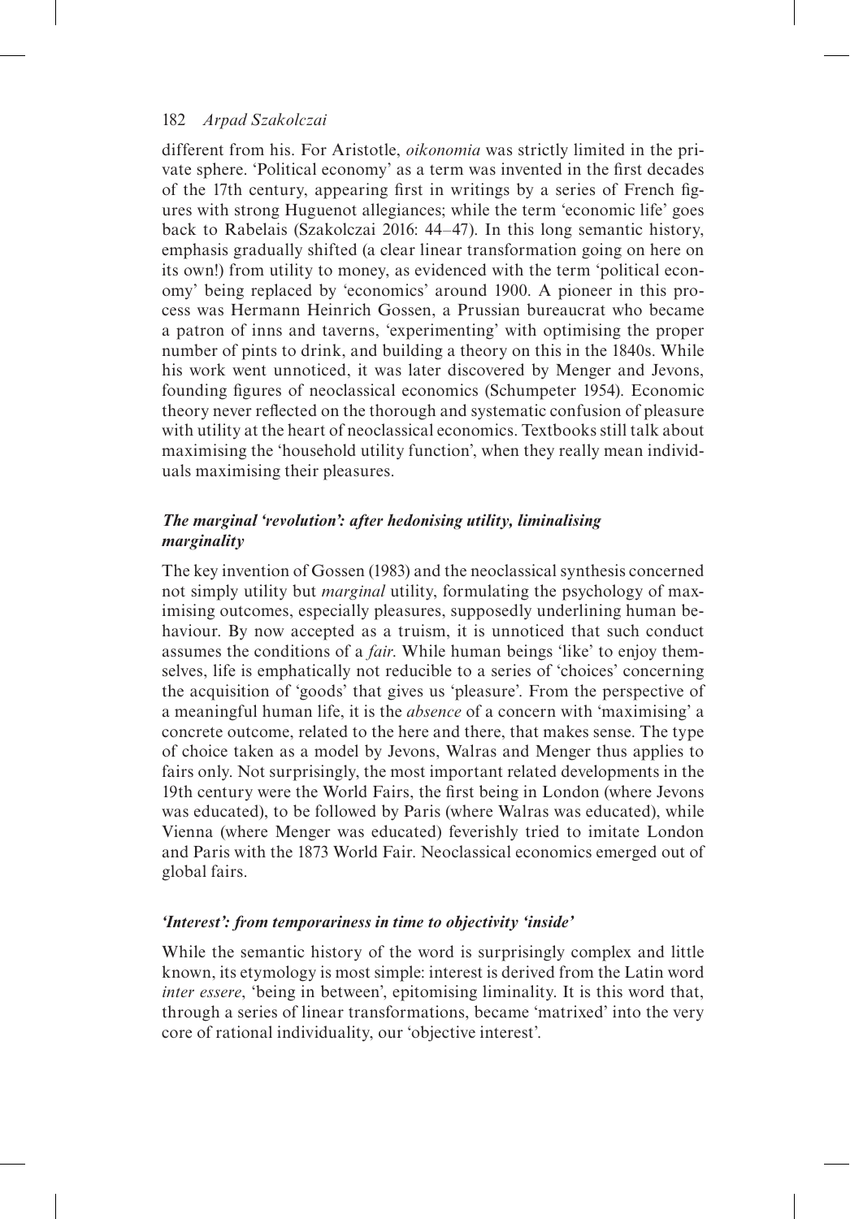different from his. For Aristotle, *oikonomia* was strictly limited in the private sphere. 'Political economy' as a term was invented in the first decades of the 17th century, appearing first in writings by a series of French figures with strong Huguenot allegiances; while the term 'economic life' goes back to Rabelais (Szakolczai 2016: 44–47). In this long semantic history, emphasis gradually shifted (a clear linear transformation going on here on its own!) from utility to money, as evidenced with the term 'political economy' being replaced by 'economics' around 1900. A pioneer in this process was Hermann Heinrich Gossen, a Prussian bureaucrat who became a patron of inns and taverns, 'experimenting' with optimising the proper number of pints to drink, and building a theory on this in the 1840s. While his work went unnoticed, it was later discovered by Menger and Jevons, founding figures of neoclassical economics (Schumpeter 1954). Economic theory never reflected on the thorough and systematic confusion of pleasure with utility at the heart of neoclassical economics. Textbooks still talk about maximising the 'household utility function', when they really mean individuals maximising their pleasures.

### *The marginal 'revolution': after hedonising utility, liminalising marginality*

The key invention of Gossen (1983) and the neoclassical synthesis concerned not simply utility but *marginal* utility, formulating the psychology of maximising outcomes, especially pleasures, supposedly underlining human behaviour. By now accepted as a truism, it is unnoticed that such conduct assumes the conditions of a *fair*. While human beings 'like' to enjoy themselves, life is emphatically not reducible to a series of 'choices' concerning the acquisition of 'goods' that gives us 'pleasure'. From the perspective of a meaningful human life, it is the *absence* of a concern with 'maximising' a concrete outcome, related to the here and there, that makes sense. The type of choice taken as a model by Jevons, Walras and Menger thus applies to fairs only. Not surprisingly, the most important related developments in the 19th century were the World Fairs, the first being in London (where Jevons was educated), to be followed by Paris (where Walras was educated), while Vienna (where Menger was educated) feverishly tried to imitate London and Paris with the 1873 World Fair. Neoclassical economics emerged out of global fairs.

### *'Interest': from temporariness in time to objectivity 'inside'*

While the semantic history of the word is surprisingly complex and little known, its etymology is most simple: interest is derived from the Latin word *inter essere*, 'being in between', epitomising liminality. It is this word that, through a series of linear transformations, became 'matrixed' into the very core of rational individuality, our 'objective interest'.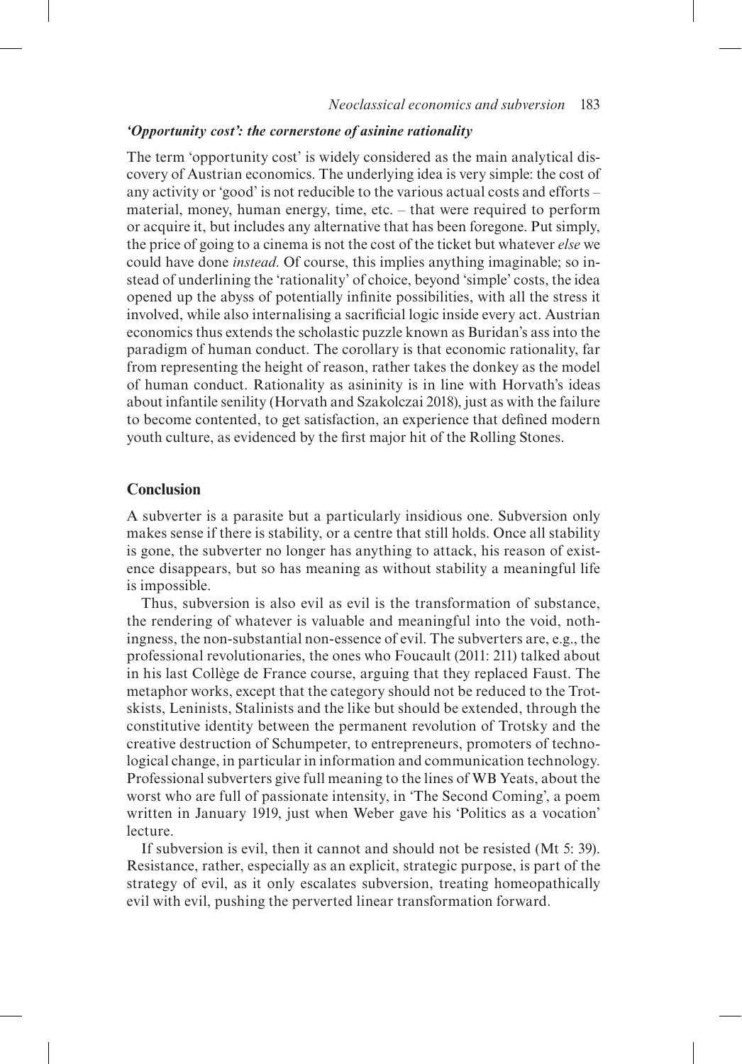### *'Opportunity cost': the cornerstone of asinine rationality*

The term 'opportunity cost' is widely considered as the main analytical discovery of Austrian economics. The underlying idea is very simple: the cost of any activity or 'good' is not reducible to the various actual costs and efforts – material, money, human energy, time, etc. – that were required to perform or acquire it, but includes any alternative that has been foregone. Put simply, the price of going to a cinema is not the cost of the ticket but whatever *else* we could have done *instead*. Of course, this implies anything imaginable; so instead of underlining the 'rationality' of choice, beyond 'simple' costs, the idea opened up the abyss of potentially infinite possibilities, with all the stress it involved, while also internalising a sacrificial logic inside every act. Austrian economics thus extends the scholastic puzzle known as Buridan's ass into the paradigm of human conduct. The corollary is that economic rationality, far from representing the height of reason, rather takes the donkey as the model of human conduct. Rationality as asininity is in line with Horvath's ideas about infantile senility (Horvath and Szakolczai 2018), just as with the failure to become contented, to get satisfaction, an experience that defined modern youth culture, as evidenced by the first major hit of the Rolling Stones.

## Conclusion

A subverter is a parasite but a particularly insidious one. Subversion only makes sense if there is stability, or a centre that still holds. Once all stability is gone, the subverter no longer has anything to attack, his reason of existence disappears, but so has meaning as without stability a meaningful life is impossible.

Thus, subversion is also evil as evil is the transformation of substance, the rendering of whatever is valuable and meaningful into the void, nothingness, the non-substantial non-essence of evil. The subverters are, e.g., the professional revolutionaries, the ones who Foucault (2011: 211) talked about in his last Collège de France course, arguing that they replaced Faust. The metaphor works, except that the category should not be reduced to the Trotskists, Leninists, Stalinists and the like but should be extended, through the constitutive identity between the permanent revolution of Trotsky and the creative destruction of Schumpeter, to entrepreneurs, promoters of technological change, in particular in information and communication technology. Professional subverters give full meaning to the lines of WB Yeats, about the worst who are full of passionate intensity, in 'The Second Coming', a poem written in January 1919, just when Weber gave his 'Politics as a vocation' lecture.

If subversion is evil, then it cannot and should not be resisted (Mt 5: 39). Resistance, rather, especially as an explicit, strategic purpose, is part of the strategy of evil, as it only escalates subversion, treating homeopathically evil with evil, pushing the perverted linear transformation forward.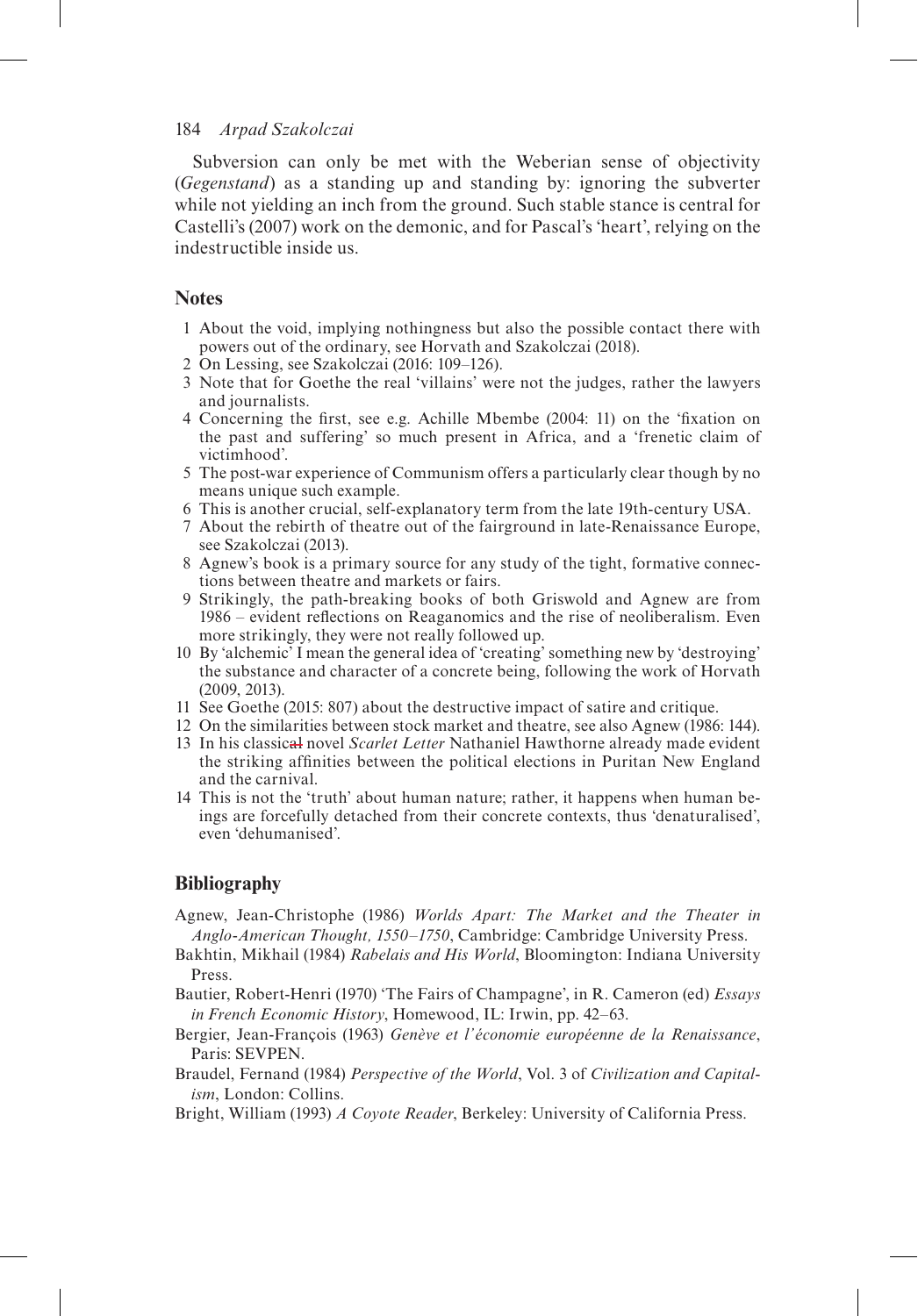Subversion can only be met with the Weberian sense of objectivity (*Gegenstand*) as a standing up and standing by: ignoring the subverter while not yielding an inch from the ground. Such stable stance is central for Castelli's (2007) work on the demonic, and for Pascal's 'heart', relying on the indestructible inside us.

## Notes

1. About the void, implying nothingness but also the possible contact there with powers out of the ordinary, see Horvath and Szakolczai (2018).
2. On Lessing, see Szakolczai (2016: 109–126).
3. Note that for Goethe the real 'villains' were not the judges, rather the lawyers and journalists.
4. Concerning the first, see e.g. Achille Mbembe (2004: 11) on the 'fixation on the past and suffering' so much present in Africa, and a 'frenetic claim of victimhood'.
5. The post-war experience of Communism offers a particularly clear though by no means unique such example.
6. This is another crucial, self-explanatory term from the late 19th-century USA.
7. About the rebirth of theatre out of the fairground in late-Renaissance Europe, see Szakolczai (2013).
8. Agnew's book is a primary source for any study of the tight, formative connections between theatre and markets or fairs.
9. Strikingly, the path-breaking books of both Griswold and Agnew are from 1986 – evident reflections on Reaganomics and the rise of neoliberalism. Even more strikingly, they were not really followed up.
10. By 'alchemic' I mean the general idea of 'creating' something new by 'destroying' the substance and character of a concrete being, following the work of Horvath (2009, 2013).
11. See Goethe (2015: 807) about the destructive impact of satire and critique.
12. On the similarities between stock market and theatre, see also Agnew (1986: 144).
13. In his classic~~al~~ novel *Scarlet Letter* Nathaniel Hawthorne already made evident the striking affinities between the political elections in Puritan New England and the carnival.
14. This is not the 'truth' about human nature; rather, it happens when human beings are forcefully detached from their concrete contexts, thus 'denaturalised', even 'dehumanised'.

## Bibliography

Agnew, Jean-Christophe (1986) *Worlds Apart: The Market and the Theater in Anglo-American Thought, 1550–1750*, Cambridge: Cambridge University Press.

Bakhtin, Mikhail (1984) *Rabelais and His World*, Bloomington: Indiana University Press.

Bautier, Robert-Henri (1970) 'The Fairs of Champagne', in R. Cameron (ed) *Essays in French Economic History*, Homewood, IL: Irwin, pp. 42–63.

Bergier, Jean-François (1963) *Genève et l'économie européenne de la Renaissance*, Paris: SEVPEN.

Braudel, Fernand (1984) *Perspective of the World*, Vol. 3 of *Civilization and Capitalism*, London: Collins.

Bright, William (1993) *A Coyote Reader*, Berkeley: University of California Press.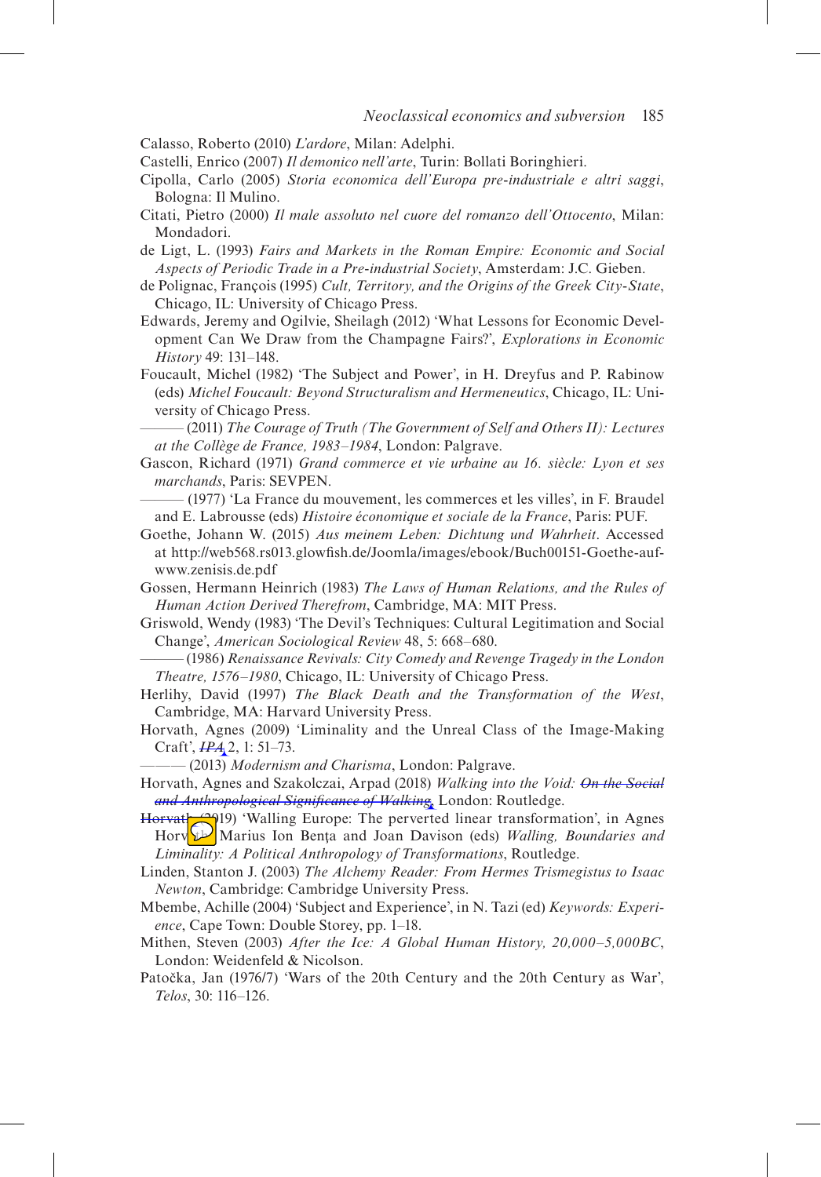Calasso, Roberto (2010) *L'ardore*, Milan: Adelphi.

Castelli, Enrico (2007) *Il demonico nell'arte*, Turin: Bollati Boringhieri.

Cipolla, Carlo (2005) *Storia economica dell'Europa pre-industriale e altri saggi*, Bologna: Il Mulino.

Citati, Pietro (2000) *Il male assoluto nel cuore del romanzo dell'Ottocento*, Milan: Mondadori.

de Ligt, L. (1993) *Fairs and Markets in the Roman Empire: Economic and Social Aspects of Periodic Trade in a Pre-industrial Society*, Amsterdam: J.C. Gieben.

de Polignac, François (1995) *Cult, Territory, and the Origins of the Greek City-State*, Chicago, IL: University of Chicago Press.

Edwards, Jeremy and Ogilvie, Sheilagh (2012) 'What Lessons for Economic Development Can We Draw from the Champagne Fairs?', *Explorations in Economic History* 49: 131–148.

Foucault, Michel (1982) 'The Subject and Power', in H. Dreyfus and P. Rabinow (eds) *Michel Foucault: Beyond Structuralism and Hermeneutics*, Chicago, IL: University of Chicago Press.

——— (2011) *The Courage of Truth (The Government of Self and Others II): Lectures at the Collège de France, 1983–1984*, London: Palgrave.

Gascon, Richard (1971) *Grand commerce et vie urbaine au 16. siècle: Lyon et ses marchands*, Paris: SEVPEN.

——— (1977) 'La France du mouvement, les commerces et les villes', in F. Braudel and E. Labrousse (eds) *Histoire économique et sociale de la France*, Paris: PUF.

Goethe, Johann W. (2015) *Aus meinem Leben: Dichtung und Wahrheit*. Accessed at http://web568.rs013.glowfish.de/Joomla/images/ebook/Buch00151-Goethe-auf-www.zenisis.de.pdf

Gossen, Hermann Heinrich (1983) *The Laws of Human Relations, and the Rules of Human Action Derived Therefrom*, Cambridge, MA: MIT Press.

Griswold, Wendy (1983) 'The Devil's Techniques: Cultural Legitimation and Social Change', *American Sociological Review* 48, 5: 668–680.

——— (1986) *Renaissance Revivals: City Comedy and Revenge Tragedy in the London Theatre, 1576–1980*, Chicago, IL: University of Chicago Press.

Herlihy, David (1997) *The Black Death and the Transformation of the West*, Cambridge, MA: Harvard University Press.

Horvath, Agnes (2009) 'Liminality and the Unreal Class of the Image-Making Craft', *IPA* 2, 1: 51–73.

——— (2013) *Modernism and Charisma*, London: Palgrave.

Horvath, Agnes and Szakolczai, Arpad (2018) *Walking into the Void: ~~On the Social and Anthropological Significance of Walking~~*, London: Routledge.

~~Horvath~~ (2019) 'Walling Europe: The perverted linear transformation', in Agnes Horv... Marius Ion Benţa and Joan Davison (eds) *Walling, Boundaries and Liminality: A Political Anthropology of Transformations*, Routledge.

Linden, Stanton J. (2003) *The Alchemy Reader: From Hermes Trismegistus to Isaac Newton*, Cambridge: Cambridge University Press.

Mbembe, Achille (2004) 'Subject and Experience', in N. Tazi (ed) *Keywords: Experience*, Cape Town: Double Storey, pp. 1–18.

Mithen, Steven (2003) *After the Ice: A Global Human History, 20,000–5,000BC*, London: Weidenfeld & Nicolson.

Patočka, Jan (1976/7) 'Wars of the 20th Century and the 20th Century as War', *Telos*, 30: 116–126.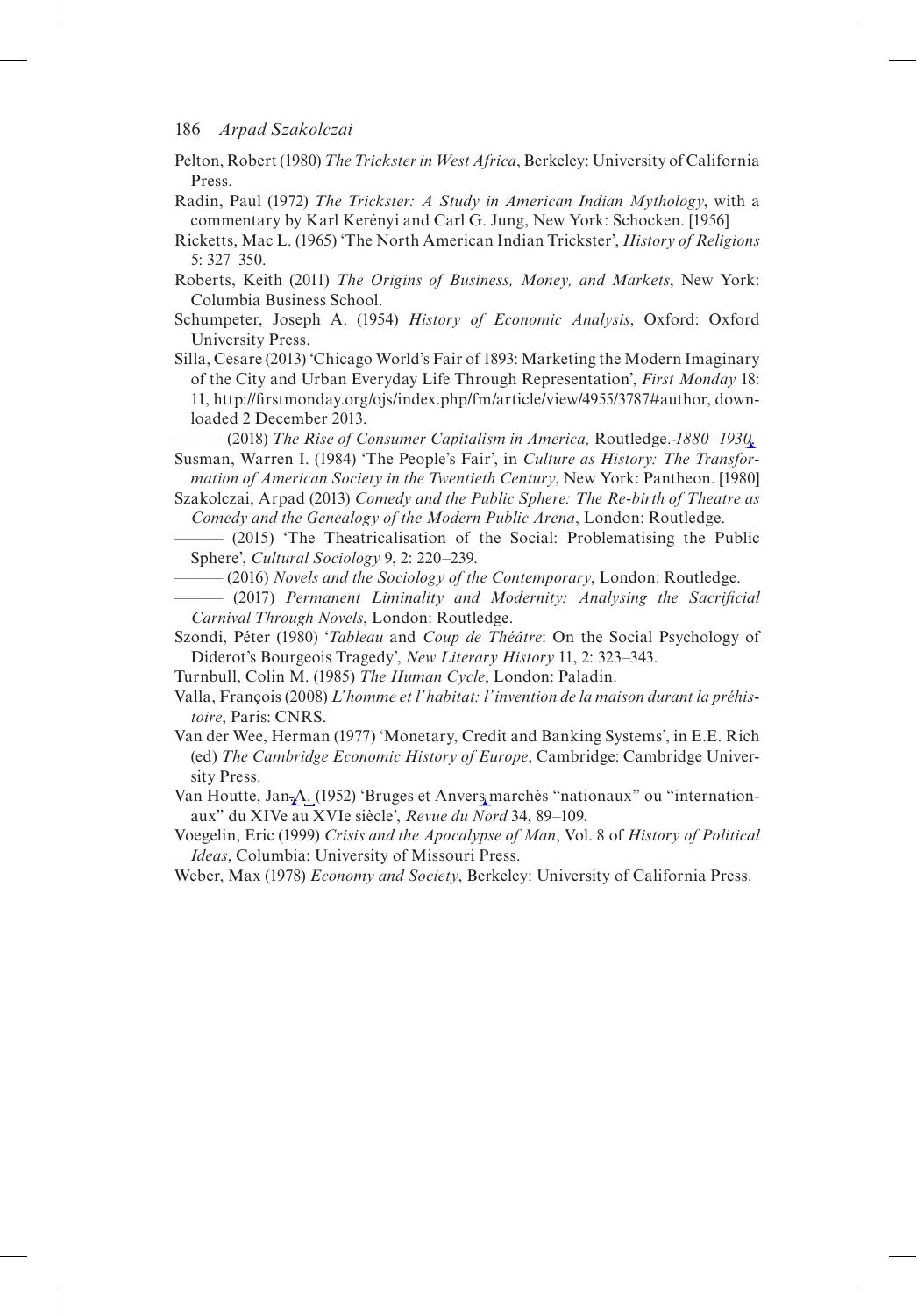Pelton, Robert (1980) *The Trickster in West Africa*, Berkeley: University of California Press.

Radin, Paul (1972) *The Trickster: A Study in American Indian Mythology*, with a commentary by Karl Kerényi and Carl G. Jung, New York: Schocken. [1956]

Ricketts, Mac L. (1965) 'The North American Indian Trickster', *History of Religions* 5: 327–350.

Roberts, Keith (2011) *The Origins of Business, Money, and Markets*, New York: Columbia Business School.

Schumpeter, Joseph A. (1954) *History of Economic Analysis*, Oxford: Oxford University Press.

Silla, Cesare (2013) 'Chicago World's Fair of 1893: Marketing the Modern Imaginary of the City and Urban Everyday Life Through Representation', *First Monday* 18: 11, http://firstmonday.org/ojs/index.php/fm/article/view/4955/3787#author, downloaded 2 December 2013.

——— (2018) *The Rise of Consumer Capitalism in America,* ~~Routledge.~~ *1880–1930*,

Susman, Warren I. (1984) 'The People's Fair', in *Culture as History: The Transformation of American Society in the Twentieth Century*, New York: Pantheon. [1980]

Szakolczai, Arpad (2013) *Comedy and the Public Sphere: The Re-birth of Theatre as Comedy and the Genealogy of the Modern Public Arena*, London: Routledge.

——— (2015) 'The Theatricalisation of the Social: Problematising the Public Sphere', *Cultural Sociology* 9, 2: 220–239.

——— (2016) *Novels and the Sociology of the Contemporary*, London: Routledge.

——— (2017) *Permanent Liminality and Modernity: Analysing the Sacrificial Carnival Through Novels*, London: Routledge.

Szondi, Péter (1980) '*Tableau* and *Coup de Théâtre*: On the Social Psychology of Diderot's Bourgeois Tragedy', *New Literary History* 11, 2: 323–343.

Turnbull, Colin M. (1985) *The Human Cycle*, London: Paladin.

Valla, François (2008) *L'homme et l'habitat: l'invention de la maison durant la préhistoire*, Paris: CNRS.

Van der Wee, Herman (1977) 'Monetary, Credit and Banking Systems', in E.E. Rich (ed) *The Cambridge Economic History of Europe*, Cambridge: Cambridge University Press.

Van Houtte, Jan, A. (1952) 'Bruges et Anvers, marchés "nationaux" ou "internationaux" du XIVe au XVIe siècle', *Revue du Nord* 34, 89–109.

Voegelin, Eric (1999) *Crisis and the Apocalypse of Man*, Vol. 8 of *History of Political Ideas*, Columbia: University of Missouri Press.

Weber, Max (1978) *Economy and Society*, Berkeley: University of California Press.